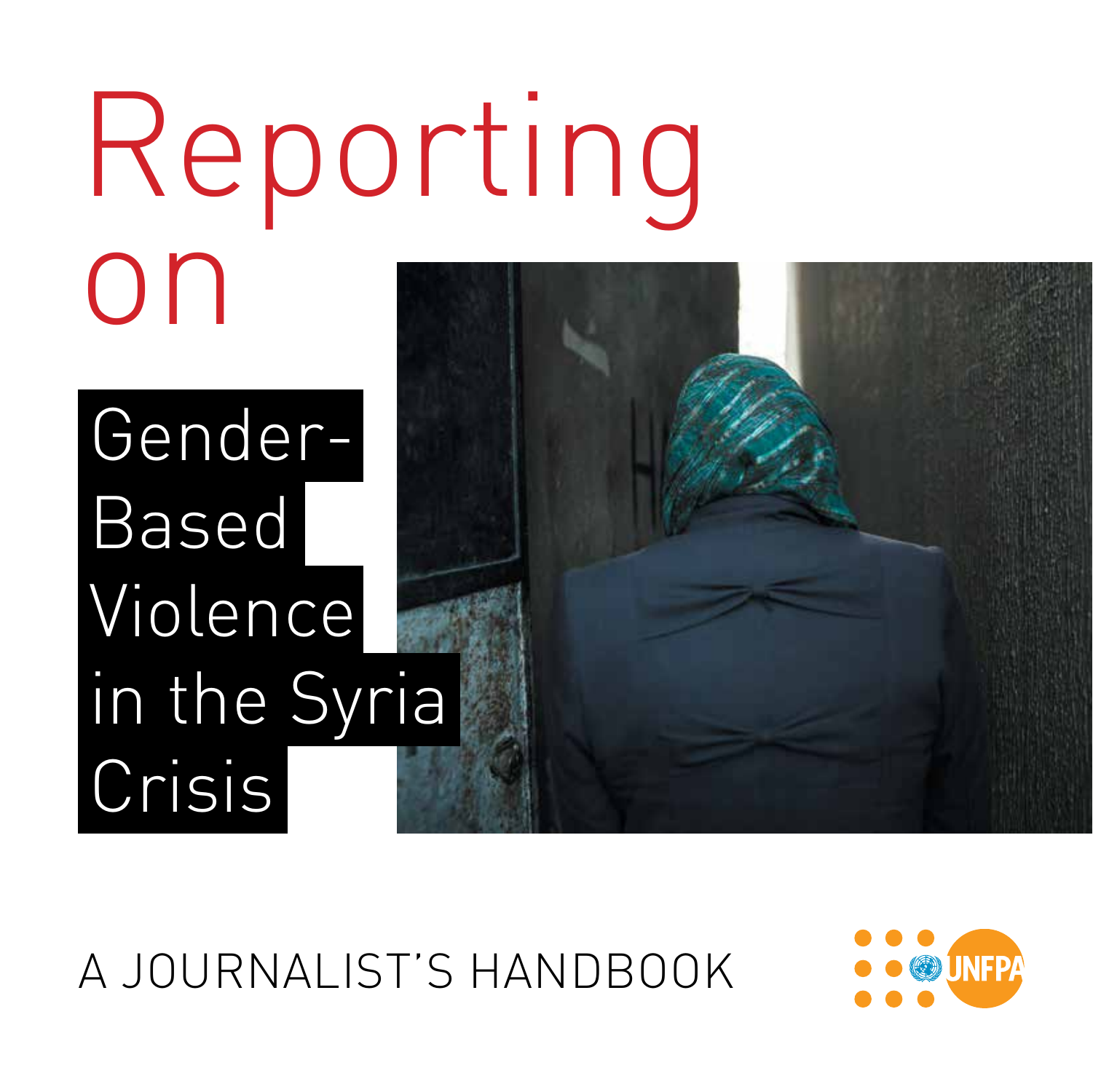# Reporting on Gender-Based Violence in the Syria Crisis

A JOURNALIST'S HANDBOOK

UNFPA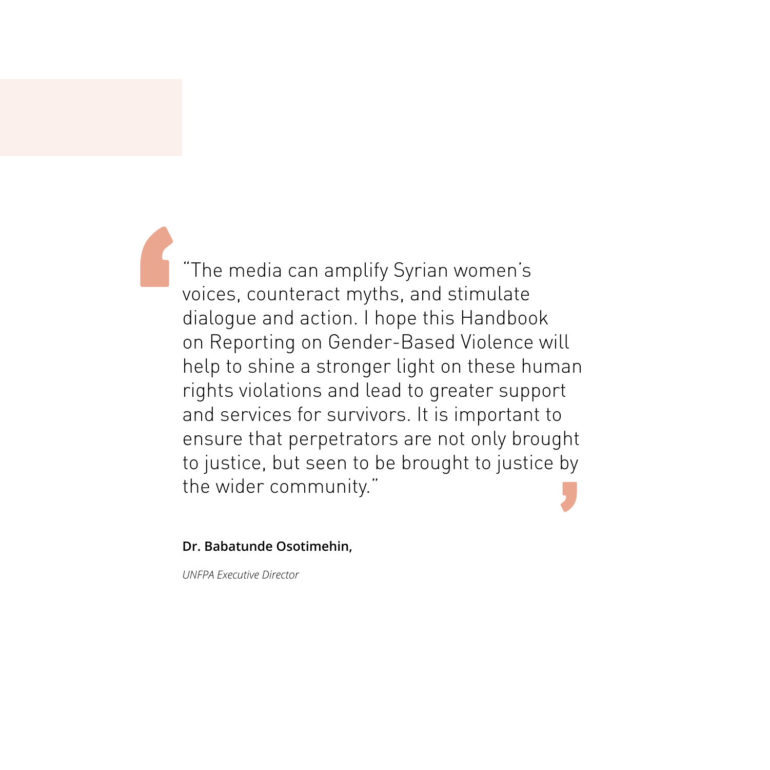"The media can amplify Syrian women's voices, counteract myths, and stimulate dialogue and action. I hope this Handbook on Reporting on Gender-Based Violence will help to shine a stronger light on these human rights violations and lead to greater support and services for survivors. It is important to ensure that perpetrators are not only brought to justice, but seen to be brought to justice by the wider community."

**Dr. Babatunde Osotimehin,**

*UNFPA Executive Director*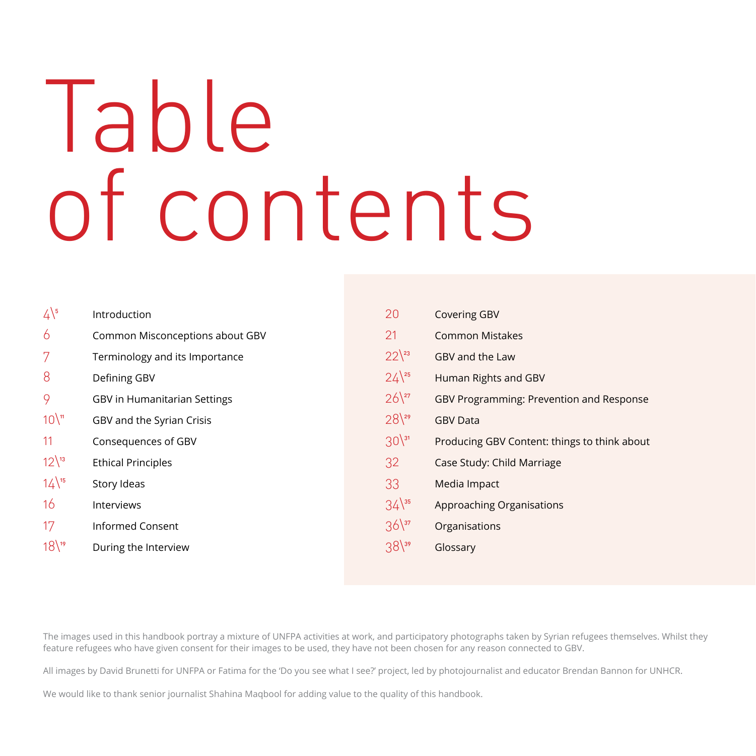# Table of contents

| | |
|---|---|
| 4\5 | Introduction |
| 6 | Common Misconceptions about GBV |
| 7 | Terminology and its Importance |
| 8 | Defining GBV |
| 9 | GBV in Humanitarian Settings |
| 10\11 | GBV and the Syrian Crisis |
| 11 | Consequences of GBV |
| 12\13 | Ethical Principles |
| 14\15 | Story Ideas |
| 16 | Interviews |
| 17 | Informed Consent |
| 18\19 | During the Interview |
| 20 | Covering GBV |
| 21 | Common Mistakes |
| 22\23 | GBV and the Law |
| 24\25 | Human Rights and GBV |
| 26\27 | GBV Programming: Prevention and Response |
| 28\29 | GBV Data |
| 30\31 | Producing GBV Content: things to think about |
| 32 | Case Study: Child Marriage |
| 33 | Media Impact |
| 34\35 | Approaching Organisations |
| 36\37 | Organisations |
| 38\39 | Glossary |

The images used in this handbook portray a mixture of UNFPA activities at work, and participatory photographs taken by Syrian refugees themselves. Whilst they feature refugees who have given consent for their images to be used, they have not been chosen for any reason connected to GBV.

All images by David Brunetti for UNFPA or Fatima for the 'Do you see what I see?' project, led by photojournalist and educator Brendan Bannon for UNHCR.

We would like to thank senior journalist Shahina Maqbool for adding value to the quality of this handbook.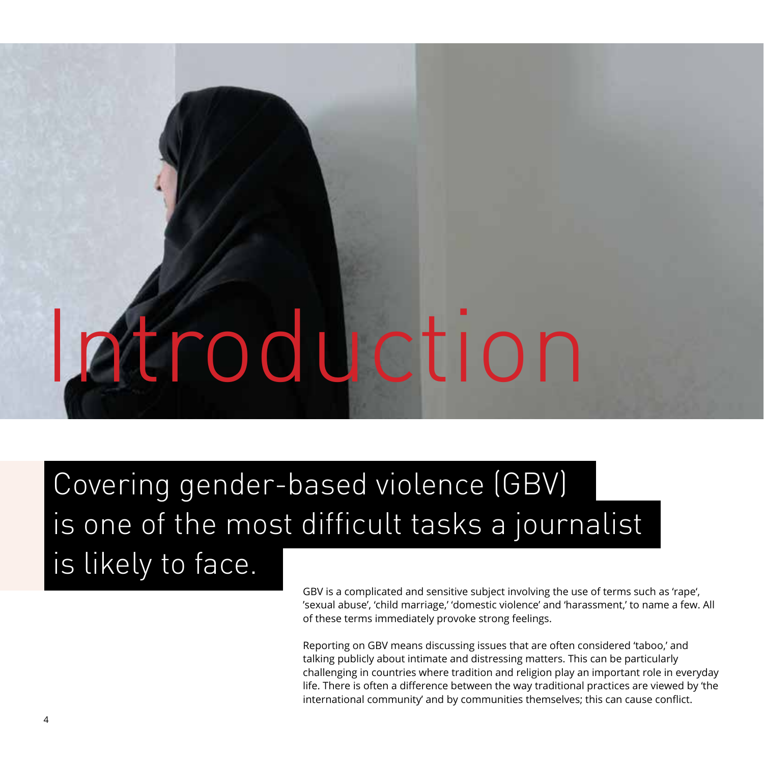# Introduction

## Covering gender-based violence (GBV) is one of the most difficult tasks a journalist is likely to face.

GBV is a complicated and sensitive subject involving the use of terms such as 'rape', 'sexual abuse', 'child marriage,' 'domestic violence' and 'harassment,' to name a few. All of these terms immediately provoke strong feelings.

Reporting on GBV means discussing issues that are often considered 'taboo,' and talking publicly about intimate and distressing matters. This can be particularly challenging in countries where tradition and religion play an important role in everyday life. There is often a difference between the way traditional practices are viewed by 'the international community' and by communities themselves; this can cause conflict.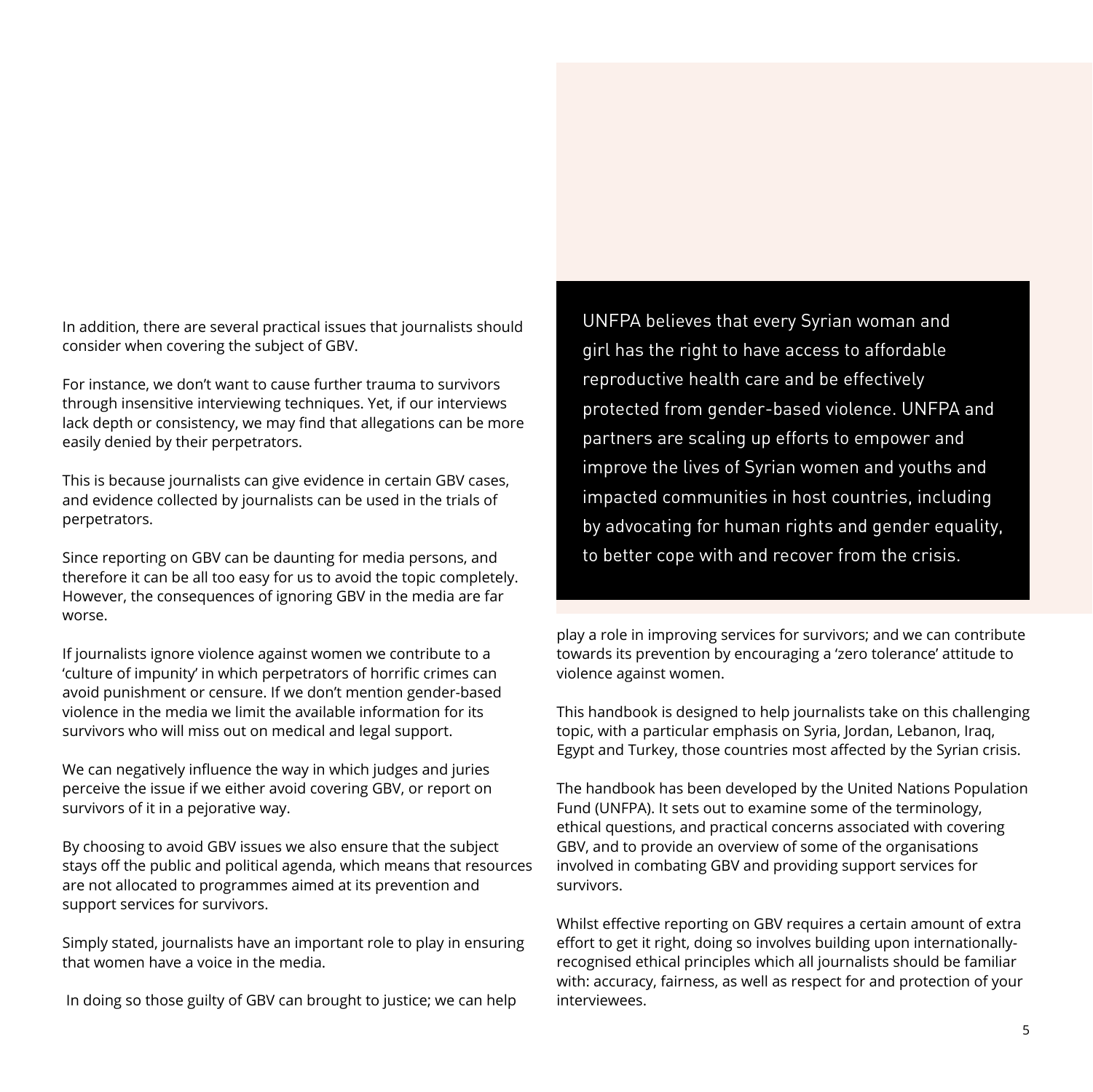In addition, there are several practical issues that journalists should consider when covering the subject of GBV.

For instance, we don't want to cause further trauma to survivors through insensitive interviewing techniques. Yet, if our interviews lack depth or consistency, we may find that allegations can be more easily denied by their perpetrators.

This is because journalists can give evidence in certain GBV cases, and evidence collected by journalists can be used in the trials of perpetrators.

Since reporting on GBV can be daunting for media persons, and therefore it can be all too easy for us to avoid the topic completely. However, the consequences of ignoring GBV in the media are far worse.

If journalists ignore violence against women we contribute to a 'culture of impunity' in which perpetrators of horrific crimes can avoid punishment or censure. If we don't mention gender-based violence in the media we limit the available information for its survivors who will miss out on medical and legal support.

We can negatively influence the way in which judges and juries perceive the issue if we either avoid covering GBV, or report on survivors of it in a pejorative way.

By choosing to avoid GBV issues we also ensure that the subject stays off the public and political agenda, which means that resources are not allocated to programmes aimed at its prevention and support services for survivors.

Simply stated, journalists have an important role to play in ensuring that women have a voice in the media.

In doing so those guilty of GBV can brought to justice; we can help play a role in improving services for survivors; and we can contribute towards its prevention by encouraging a 'zero tolerance' attitude to violence against women.

> UNFPA believes that every Syrian woman and girl has the right to have access to affordable reproductive health care and be effectively protected from gender-based violence. UNFPA and partners are scaling up efforts to empower and improve the lives of Syrian women and youths and impacted communities in host countries, including by advocating for human rights and gender equality, to better cope with and recover from the crisis.

This handbook is designed to help journalists take on this challenging topic, with a particular emphasis on Syria, Jordan, Lebanon, Iraq, Egypt and Turkey, those countries most affected by the Syrian crisis.

The handbook has been developed by the United Nations Population Fund (UNFPA). It sets out to examine some of the terminology, ethical questions, and practical concerns associated with covering GBV, and to provide an overview of some of the organisations involved in combating GBV and providing support services for survivors.

Whilst effective reporting on GBV requires a certain amount of extra effort to get it right, doing so involves building upon internationally-recognised ethical principles which all journalists should be familiar with: accuracy, fairness, as well as respect for and protection of your interviewees.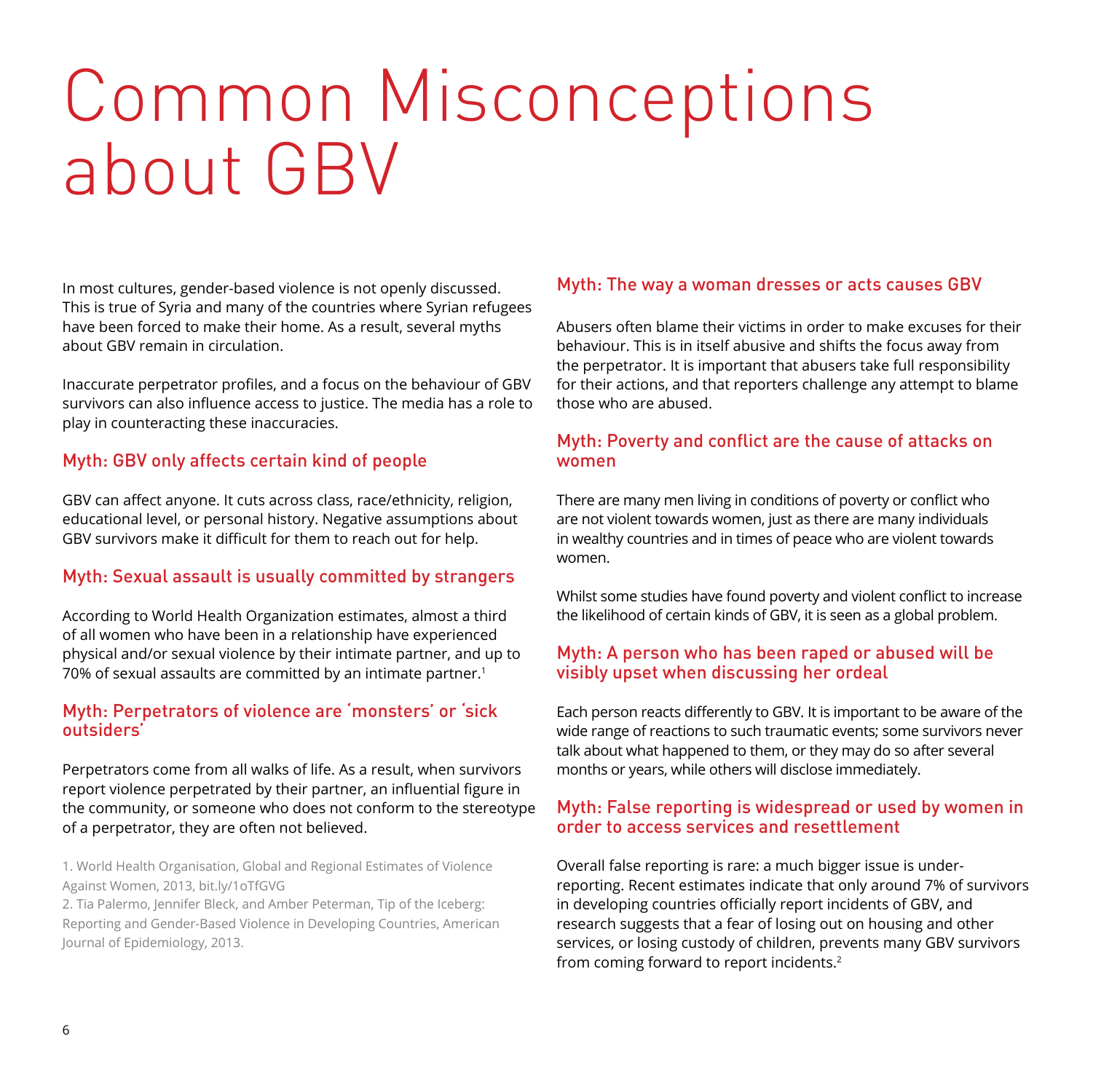# Common Misconceptions about GBV

In most cultures, gender-based violence is not openly discussed. This is true of Syria and many of the countries where Syrian refugees have been forced to make their home. As a result, several myths about GBV remain in circulation.

Inaccurate perpetrator profiles, and a focus on the behaviour of GBV survivors can also influence access to justice. The media has a role to play in counteracting these inaccuracies.

### Myth: GBV only affects certain kind of people

GBV can affect anyone. It cuts across class, race/ethnicity, religion, educational level, or personal history. Negative assumptions about GBV survivors make it difficult for them to reach out for help.

### Myth: Sexual assault is usually committed by strangers

According to World Health Organization estimates, almost a third of all women who have been in a relationship have experienced physical and/or sexual violence by their intimate partner, and up to 70% of sexual assaults are committed by an intimate partner.[1]

### Myth: Perpetrators of violence are 'monsters' or 'sick outsiders'

Perpetrators come from all walks of life. As a result, when survivors report violence perpetrated by their partner, an influential figure in the community, or someone who does not conform to the stereotype of a perpetrator, they are often not believed.

### Myth: The way a woman dresses or acts causes GBV

Abusers often blame their victims in order to make excuses for their behaviour. This is in itself abusive and shifts the focus away from the perpetrator. It is important that abusers take full responsibility for their actions, and that reporters challenge any attempt to blame those who are abused.

### Myth: Poverty and conflict are the cause of attacks on women

There are many men living in conditions of poverty or conflict who are not violent towards women, just as there are many individuals in wealthy countries and in times of peace who are violent towards women.

Whilst some studies have found poverty and violent conflict to increase the likelihood of certain kinds of GBV, it is seen as a global problem.

### Myth: A person who has been raped or abused will be visibly upset when discussing her ordeal

Each person reacts differently to GBV. It is important to be aware of the wide range of reactions to such traumatic events; some survivors never talk about what happened to them, or they may do so after several months or years, while others will disclose immediately.

### Myth: False reporting is widespread or used by women in order to access services and resettlement

Overall false reporting is rare: a much bigger issue is under-reporting. Recent estimates indicate that only around 7% of survivors in developing countries officially report incidents of GBV, and research suggests that a fear of losing out on housing and other services, or losing custody of children, prevents many GBV survivors from coming forward to report incidents.[2]

1. World Health Organisation, Global and Regional Estimates of Violence Against Women, 2013, bit.ly/1oTfGVG
2. Tia Palermo, Jennifer Bleck, and Amber Peterman, Tip of the Iceberg: Reporting and Gender-Based Violence in Developing Countries, American Journal of Epidemiology, 2013.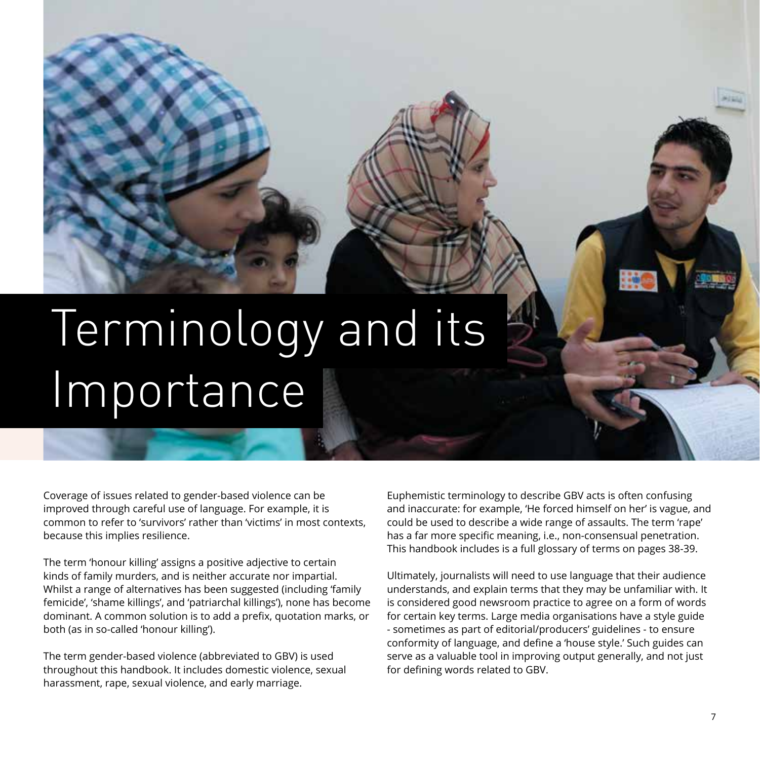# Terminology and its Importance

Coverage of issues related to gender-based violence can be improved through careful use of language. For example, it is common to refer to 'survivors' rather than 'victims' in most contexts, because this implies resilience.

The term 'honour killing' assigns a positive adjective to certain kinds of family murders, and is neither accurate nor impartial. Whilst a range of alternatives has been suggested (including 'family femicide', 'shame killings', and 'patriarchal killings'), none has become dominant. A common solution is to add a prefix, quotation marks, or both (as in so-called 'honour killing').

The term gender-based violence (abbreviated to GBV) is used throughout this handbook. It includes domestic violence, sexual harassment, rape, sexual violence, and early marriage.

Euphemistic terminology to describe GBV acts is often confusing and inaccurate: for example, 'He forced himself on her' is vague, and could be used to describe a wide range of assaults. The term 'rape' has a far more specific meaning, i.e., non-consensual penetration. This handbook includes is a full glossary of terms on pages 38-39.

Ultimately, journalists will need to use language that their audience understands, and explain terms that they may be unfamiliar with. It is considered good newsroom practice to agree on a form of words for certain key terms. Large media organisations have a style guide - sometimes as part of editorial/producers' guidelines - to ensure conformity of language, and define a 'house style.' Such guides can serve as a valuable tool in improving output generally, and not just for defining words related to GBV.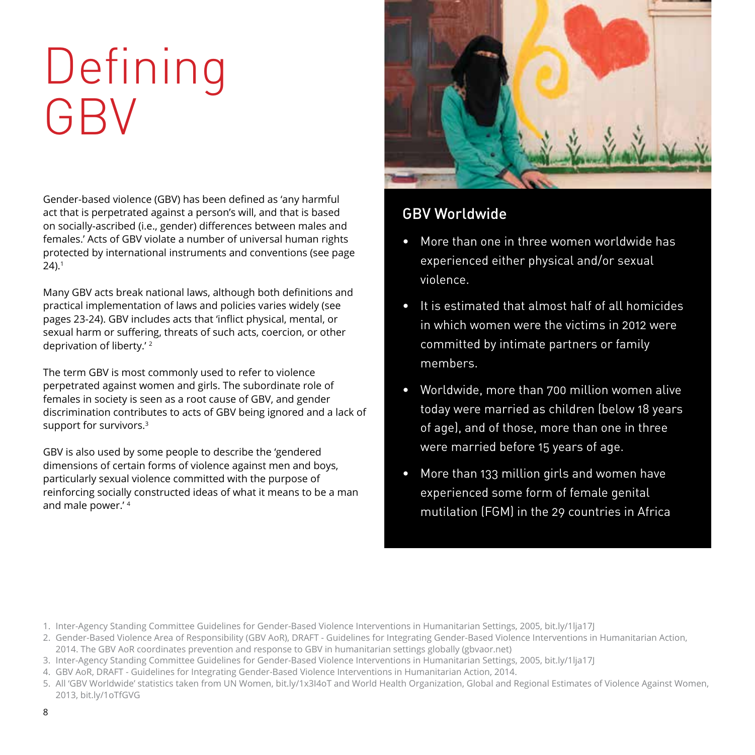# Defining GBV

Gender-based violence (GBV) has been defined as 'any harmful act that is perpetrated against a person's will, and that is based on socially-ascribed (i.e., gender) differences between males and females.' Acts of GBV violate a number of universal human rights protected by international instruments and conventions (see page 24).[1]

Many GBV acts break national laws, although both definitions and practical implementation of laws and policies varies widely (see pages 23-24). GBV includes acts that 'inflict physical, mental, or sexual harm or suffering, threats of such acts, coercion, or other deprivation of liberty.' [2]

The term GBV is most commonly used to refer to violence perpetrated against women and girls. The subordinate role of females in society is seen as a root cause of GBV, and gender discrimination contributes to acts of GBV being ignored and a lack of support for survivors.[3]

GBV is also used by some people to describe the 'gendered dimensions of certain forms of violence against men and boys, particularly sexual violence committed with the purpose of reinforcing socially constructed ideas of what it means to be a man and male power.' [4]

## GBV Worldwide

- More than one in three women worldwide has experienced either physical and/or sexual violence.
- It is estimated that almost half of all homicides in which women were the victims in 2012 were committed by intimate partners or family members.
- Worldwide, more than 700 million women alive today were married as children (below 18 years of age), and of those, more than one in three were married before 15 years of age.
- More than 133 million girls and women have experienced some form of female genital mutilation (FGM) in the 29 countries in Africa

1. Inter-Agency Standing Committee Guidelines for Gender-Based Violence Interventions in Humanitarian Settings, 2005, bit.ly/1lja17J
2. Gender-Based Violence Area of Responsibility (GBV AoR), DRAFT - Guidelines for Integrating Gender-Based Violence Interventions in Humanitarian Action, 2014. The GBV AoR coordinates prevention and response to GBV in humanitarian settings globally (gbvaor.net)
3. Inter-Agency Standing Committee Guidelines for Gender-Based Violence Interventions in Humanitarian Settings, 2005, bit.ly/1lja17J
4. GBV AoR, DRAFT - Guidelines for Integrating Gender-Based Violence Interventions in Humanitarian Action, 2014.
5. All 'GBV Worldwide' statistics taken from UN Women, bit.ly/1x3l4oT and World Health Organization, Global and Regional Estimates of Violence Against Women, 2013, bit.ly/1oTfGVG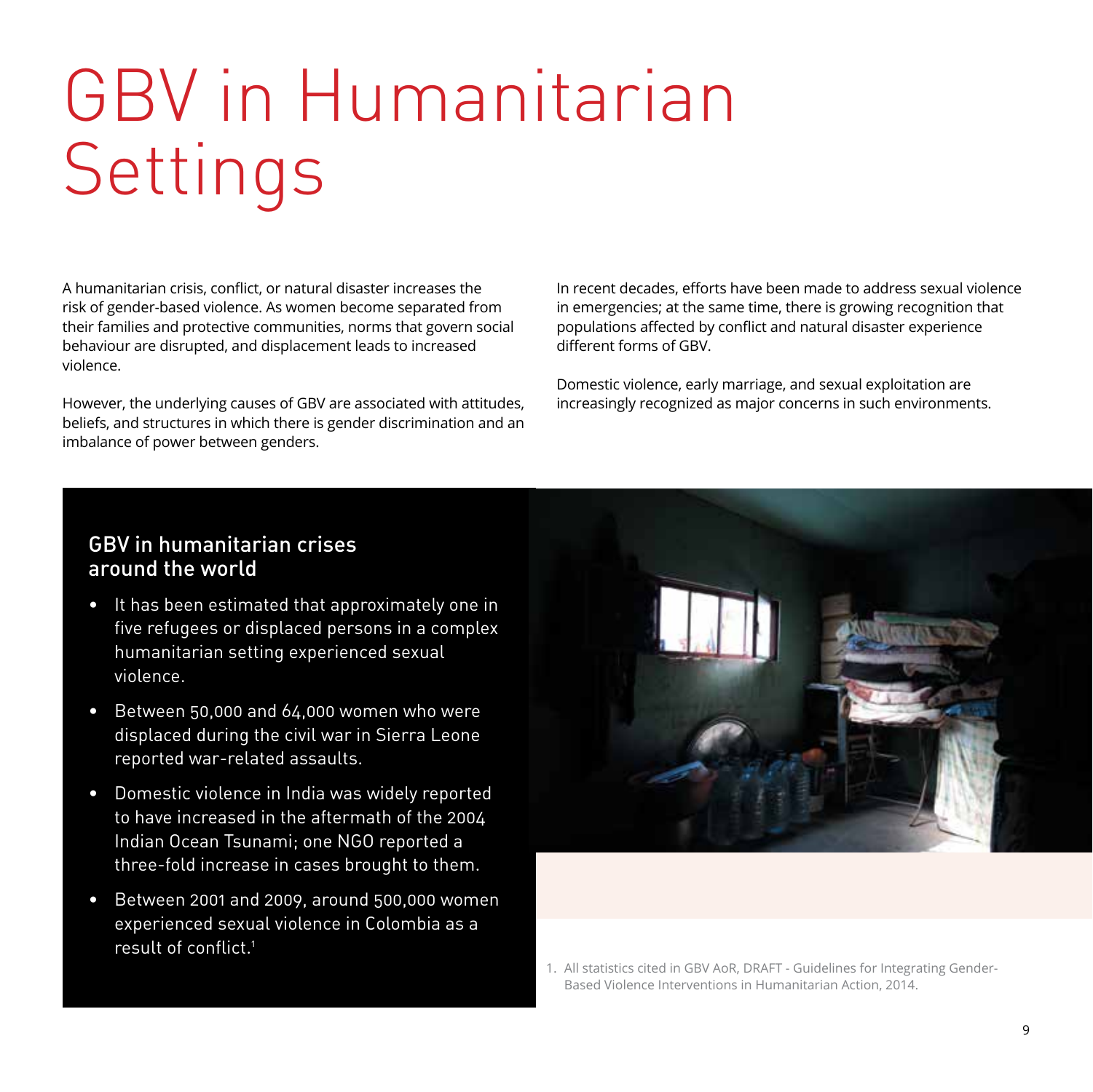# GBV in Humanitarian Settings

A humanitarian crisis, conflict, or natural disaster increases the risk of gender-based violence. As women become separated from their families and protective communities, norms that govern social behaviour are disrupted, and displacement leads to increased violence.

However, the underlying causes of GBV are associated with attitudes, beliefs, and structures in which there is gender discrimination and an imbalance of power between genders.

In recent decades, efforts have been made to address sexual violence in emergencies; at the same time, there is growing recognition that populations affected by conflict and natural disaster experience different forms of GBV.

Domestic violence, early marriage, and sexual exploitation are increasingly recognized as major concerns in such environments.

## GBV in humanitarian crises around the world

- It has been estimated that approximately one in five refugees or displaced persons in a complex humanitarian setting experienced sexual violence.
- Between 50,000 and 64,000 women who were displaced during the civil war in Sierra Leone reported war-related assaults.
- Domestic violence in India was widely reported to have increased in the aftermath of the 2004 Indian Ocean Tsunami; one NGO reported a three-fold increase in cases brought to them.
- Between 2001 and 2009, around 500,000 women experienced sexual violence in Colombia as a result of conflict.[1]

1. All statistics cited in GBV AoR, DRAFT - Guidelines for Integrating Gender-Based Violence Interventions in Humanitarian Action, 2014.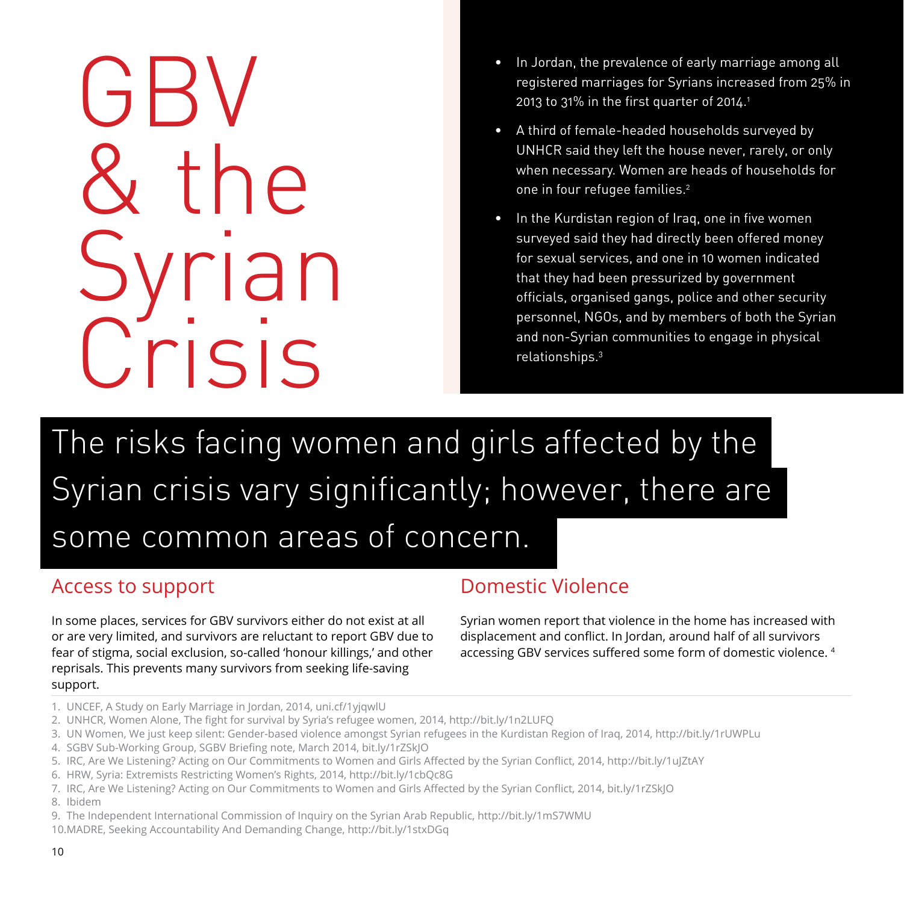# GBV & the Syrian Crisis

- In Jordan, the prevalence of early marriage among all registered marriages for Syrians increased from 25% in 2013 to 31% in the first quarter of 2014.[1]
- A third of female-headed households surveyed by UNHCR said they left the house never, rarely, or only when necessary. Women are heads of households for one in four refugee families.[2]
- In the Kurdistan region of Iraq, one in five women surveyed said they had directly been offered money for sexual services, and one in 10 women indicated that they had been pressurized by government officials, organised gangs, police and other security personnel, NGOs, and by members of both the Syrian and non-Syrian communities to engage in physical relationships.[3]

**The risks facing women and girls affected by the Syrian crisis vary significantly; however, there are some common areas of concern.**

## Access to support

In some places, services for GBV survivors either do not exist at all or are very limited, and survivors are reluctant to report GBV due to fear of stigma, social exclusion, so-called 'honour killings,' and other reprisals. This prevents many survivors from seeking life-saving support.

## Domestic Violence

Syrian women report that violence in the home has increased with displacement and conflict. In Jordan, around half of all survivors accessing GBV services suffered some form of domestic violence.[4]

1. UNCEF, A Study on Early Marriage in Jordan, 2014, uni.cf/1yjqwlU
2. UNHCR, Women Alone, The fight for survival by Syria's refugee women, 2014, http://bit.ly/1n2LUFQ
3. UN Women, We just keep silent: Gender-based violence amongst Syrian refugees in the Kurdistan Region of Iraq, 2014, http://bit.ly/1rUWPLu
4. SGBV Sub-Working Group, SGBV Briefing note, March 2014, bit.ly/1rZSkJO
5. IRC, Are We Listening? Acting on Our Commitments to Women and Girls Affected by the Syrian Conflict, 2014, http://bit.ly/1uJZtAY
6. HRW, Syria: Extremists Restricting Women's Rights, 2014, http://bit.ly/1cbQc8G
7. IRC, Are We Listening? Acting on Our Commitments to Women and Girls Affected by the Syrian Conflict, 2014, bit.ly/1rZSkJO
8. Ibidem
9. The Independent International Commission of Inquiry on the Syrian Arab Republic, http://bit.ly/1mS7WMU
10. MADRE, Seeking Accountability And Demanding Change, http://bit.ly/1stxDGq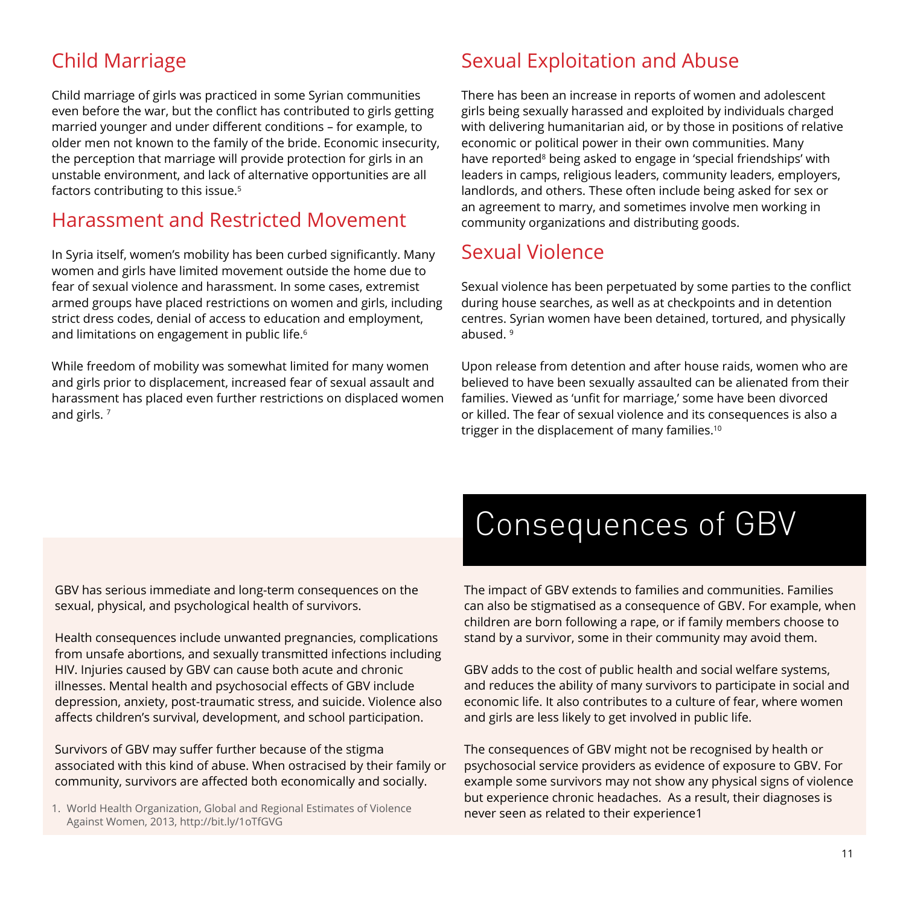## Child Marriage

Child marriage of girls was practiced in some Syrian communities even before the war, but the conflict has contributed to girls getting married younger and under different conditions – for example, to older men not known to the family of the bride. Economic insecurity, the perception that marriage will provide protection for girls in an unstable environment, and lack of alternative opportunities are all factors contributing to this issue.[5]

## Harassment and Restricted Movement

In Syria itself, women's mobility has been curbed significantly. Many women and girls have limited movement outside the home due to fear of sexual violence and harassment. In some cases, extremist armed groups have placed restrictions on women and girls, including strict dress codes, denial of access to education and employment, and limitations on engagement in public life.[6]

While freedom of mobility was somewhat limited for many women and girls prior to displacement, increased fear of sexual assault and harassment has placed even further restrictions on displaced women and girls. [7]

## Sexual Exploitation and Abuse

There has been an increase in reports of women and adolescent girls being sexually harassed and exploited by individuals charged with delivering humanitarian aid, or by those in positions of relative economic or political power in their own communities. Many have reported[8] being asked to engage in 'special friendships' with leaders in camps, religious leaders, community leaders, employers, landlords, and others. These often include being asked for sex or an agreement to marry, and sometimes involve men working in community organizations and distributing goods.

## Sexual Violence

Sexual violence has been perpetuated by some parties to the conflict during house searches, as well as at checkpoints and in detention centres. Syrian women have been detained, tortured, and physically abused. [9]

Upon release from detention and after house raids, women who are believed to have been sexually assaulted can be alienated from their families. Viewed as 'unfit for marriage,' some have been divorced or killed. The fear of sexual violence and its consequences is also a trigger in the displacement of many families.[10]

# Consequences of GBV

GBV has serious immediate and long-term consequences on the sexual, physical, and psychological health of survivors.

Health consequences include unwanted pregnancies, complications from unsafe abortions, and sexually transmitted infections including HIV. Injuries caused by GBV can cause both acute and chronic illnesses. Mental health and psychosocial effects of GBV include depression, anxiety, post-traumatic stress, and suicide. Violence also affects children's survival, development, and school participation.

Survivors of GBV may suffer further because of the stigma associated with this kind of abuse. When ostracised by their family or community, survivors are affected both economically and socially.

The impact of GBV extends to families and communities. Families can also be stigmatised as a consequence of GBV. For example, when children are born following a rape, or if family members choose to stand by a survivor, some in their community may avoid them.

GBV adds to the cost of public health and social welfare systems, and reduces the ability of many survivors to participate in social and economic life. It also contributes to a culture of fear, where women and girls are less likely to get involved in public life.

The consequences of GBV might not be recognised by health or psychosocial service providers as evidence of exposure to GBV. For example some survivors may not show any physical signs of violence but experience chronic headaches. As a result, their diagnoses is never seen as related to their experience1

1. World Health Organization, Global and Regional Estimates of Violence Against Women, 2013, http://bit.ly/1oTfGVG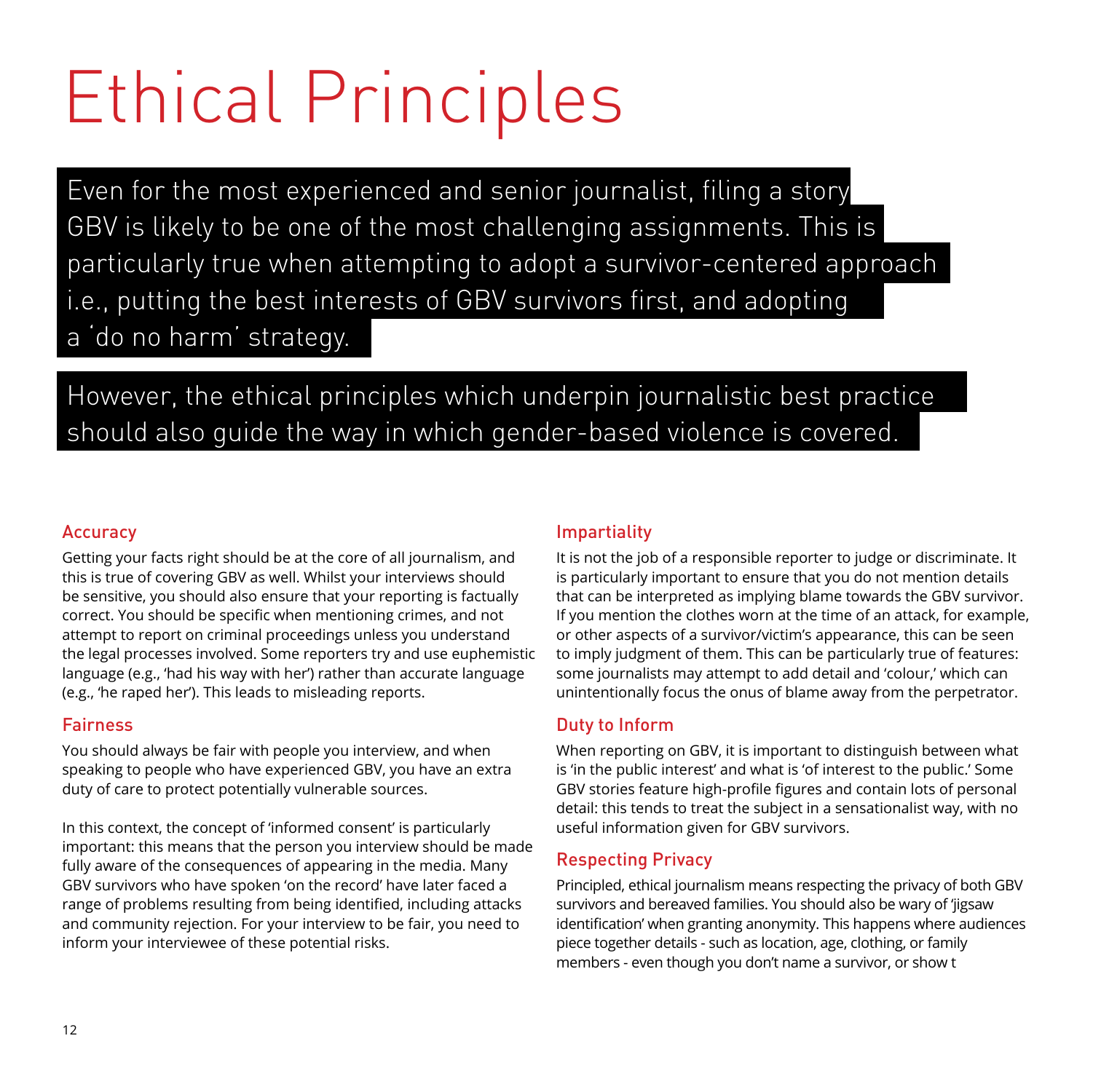# Ethical Principles

Even for the most experienced and senior journalist, filing a story GBV is likely to be one of the most challenging assignments. This is particularly true when attempting to adopt a survivor-centered approach i.e., putting the best interests of GBV survivors first, and adopting a 'do no harm' strategy.

However, the ethical principles which underpin journalistic best practice should also guide the way in which gender-based violence is covered.

## Accuracy

Getting your facts right should be at the core of all journalism, and this is true of covering GBV as well. Whilst your interviews should be sensitive, you should also ensure that your reporting is factually correct. You should be specific when mentioning crimes, and not attempt to report on criminal proceedings unless you understand the legal processes involved. Some reporters try and use euphemistic language (e.g., 'had his way with her') rather than accurate language (e.g., 'he raped her'). This leads to misleading reports.

## Fairness

You should always be fair with people you interview, and when speaking to people who have experienced GBV, you have an extra duty of care to protect potentially vulnerable sources.

In this context, the concept of 'informed consent' is particularly important: this means that the person you interview should be made fully aware of the consequences of appearing in the media. Many GBV survivors who have spoken 'on the record' have later faced a range of problems resulting from being identified, including attacks and community rejection. For your interview to be fair, you need to inform your interviewee of these potential risks.

## Impartiality

It is not the job of a responsible reporter to judge or discriminate. It is particularly important to ensure that you do not mention details that can be interpreted as implying blame towards the GBV survivor. If you mention the clothes worn at the time of an attack, for example, or other aspects of a survivor/victim's appearance, this can be seen to imply judgment of them. This can be particularly true of features: some journalists may attempt to add detail and 'colour,' which can unintentionally focus the onus of blame away from the perpetrator.

## Duty to Inform

When reporting on GBV, it is important to distinguish between what is 'in the public interest' and what is 'of interest to the public.' Some GBV stories feature high-profile figures and contain lots of personal detail: this tends to treat the subject in a sensationalist way, with no useful information given for GBV survivors.

## Respecting Privacy

Principled, ethical journalism means respecting the privacy of both GBV survivors and bereaved families. You should also be wary of 'jigsaw identification' when granting anonymity. This happens where audiences piece together details - such as location, age, clothing, or family members - even though you don't name a survivor, or show t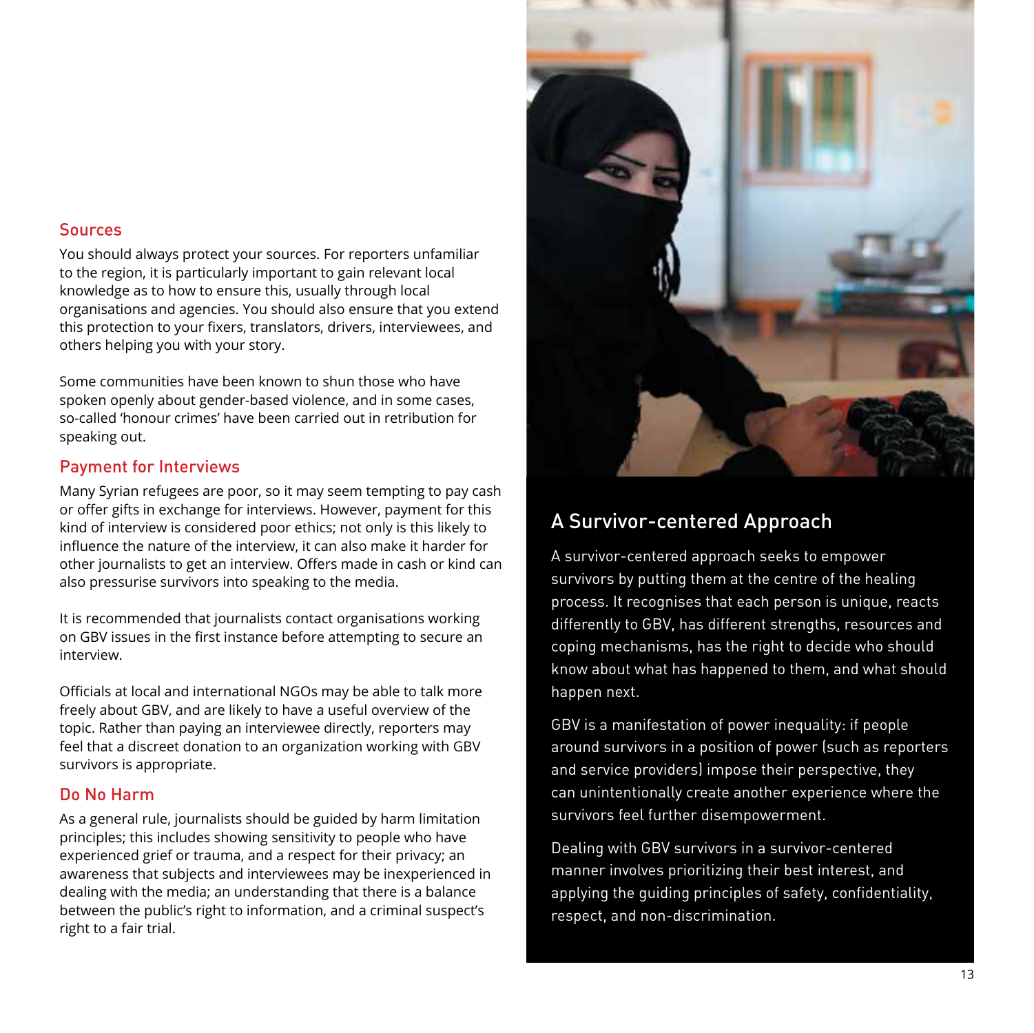## Sources

You should always protect your sources. For reporters unfamiliar to the region, it is particularly important to gain relevant local knowledge as to how to ensure this, usually through local organisations and agencies. You should also ensure that you extend this protection to your fixers, translators, drivers, interviewees, and others helping you with your story.

Some communities have been known to shun those who have spoken openly about gender-based violence, and in some cases, so-called 'honour crimes' have been carried out in retribution for speaking out.

## Payment for Interviews

Many Syrian refugees are poor, so it may seem tempting to pay cash or offer gifts in exchange for interviews. However, payment for this kind of interview is considered poor ethics; not only is this likely to influence the nature of the interview, it can also make it harder for other journalists to get an interview. Offers made in cash or kind can also pressurise survivors into speaking to the media.

It is recommended that journalists contact organisations working on GBV issues in the first instance before attempting to secure an interview.

Officials at local and international NGOs may be able to talk more freely about GBV, and are likely to have a useful overview of the topic. Rather than paying an interviewee directly, reporters may feel that a discreet donation to an organization working with GBV survivors is appropriate.

## Do No Harm

As a general rule, journalists should be guided by harm limitation principles; this includes showing sensitivity to people who have experienced grief or trauma, and a respect for their privacy; an awareness that subjects and interviewees may be inexperienced in dealing with the media; an understanding that there is a balance between the public's right to information, and a criminal suspect's right to a fair trial.

## A Survivor-centered Approach

A survivor-centered approach seeks to empower survivors by putting them at the centre of the healing process. It recognises that each person is unique, reacts differently to GBV, has different strengths, resources and coping mechanisms, has the right to decide who should know about what has happened to them, and what should happen next.

GBV is a manifestation of power inequality: if people around survivors in a position of power (such as reporters and service providers) impose their perspective, they can unintentionally create another experience where the survivors feel further disempowerment.

Dealing with GBV survivors in a survivor-centered manner involves prioritizing their best interest, and applying the guiding principles of safety, confidentiality, respect, and non-discrimination.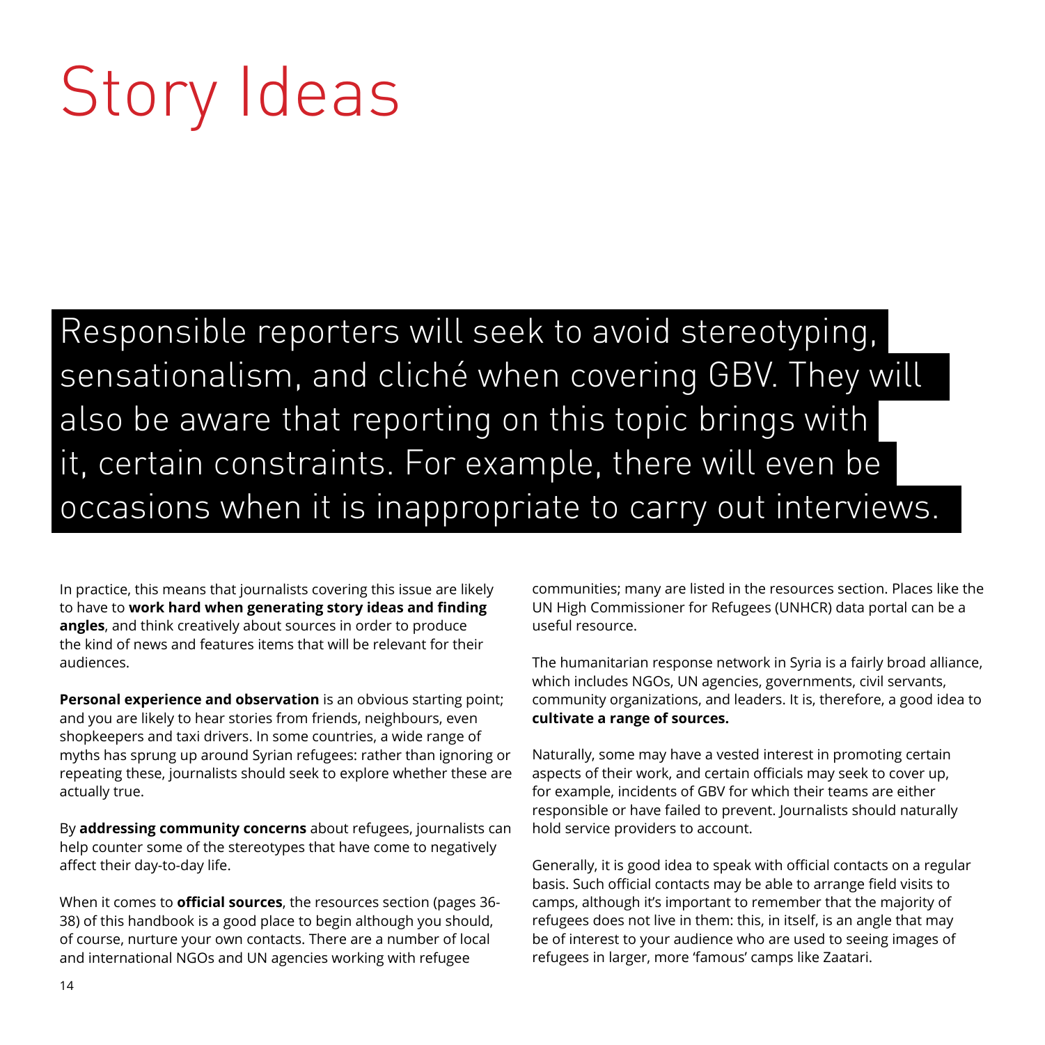# Story Ideas

Responsible reporters will seek to avoid stereotyping, sensationalism, and cliché when covering GBV. They will also be aware that reporting on this topic brings with it, certain constraints. For example, there will even be occasions when it is inappropriate to carry out interviews.

In practice, this means that journalists covering this issue are likely to have to **work hard when generating story ideas and finding angles**, and think creatively about sources in order to produce the kind of news and features items that will be relevant for their audiences.

**Personal experience and observation** is an obvious starting point; and you are likely to hear stories from friends, neighbours, even shopkeepers and taxi drivers. In some countries, a wide range of myths has sprung up around Syrian refugees: rather than ignoring or repeating these, journalists should seek to explore whether these are actually true.

By **addressing community concerns** about refugees, journalists can help counter some of the stereotypes that have come to negatively affect their day-to-day life.

When it comes to **official sources**, the resources section (pages 36-38) of this handbook is a good place to begin although you should, of course, nurture your own contacts. There are a number of local and international NGOs and UN agencies working with refugee communities; many are listed in the resources section. Places like the UN High Commissioner for Refugees (UNHCR) data portal can be a useful resource.

The humanitarian response network in Syria is a fairly broad alliance, which includes NGOs, UN agencies, governments, civil servants, community organizations, and leaders. It is, therefore, a good idea to **cultivate a range of sources.**

Naturally, some may have a vested interest in promoting certain aspects of their work, and certain officials may seek to cover up, for example, incidents of GBV for which their teams are either responsible or have failed to prevent. Journalists should naturally hold service providers to account.

Generally, it is good idea to speak with official contacts on a regular basis. Such official contacts may be able to arrange field visits to camps, although it's important to remember that the majority of refugees does not live in them: this, in itself, is an angle that may be of interest to your audience who are used to seeing images of refugees in larger, more 'famous' camps like Zaatari.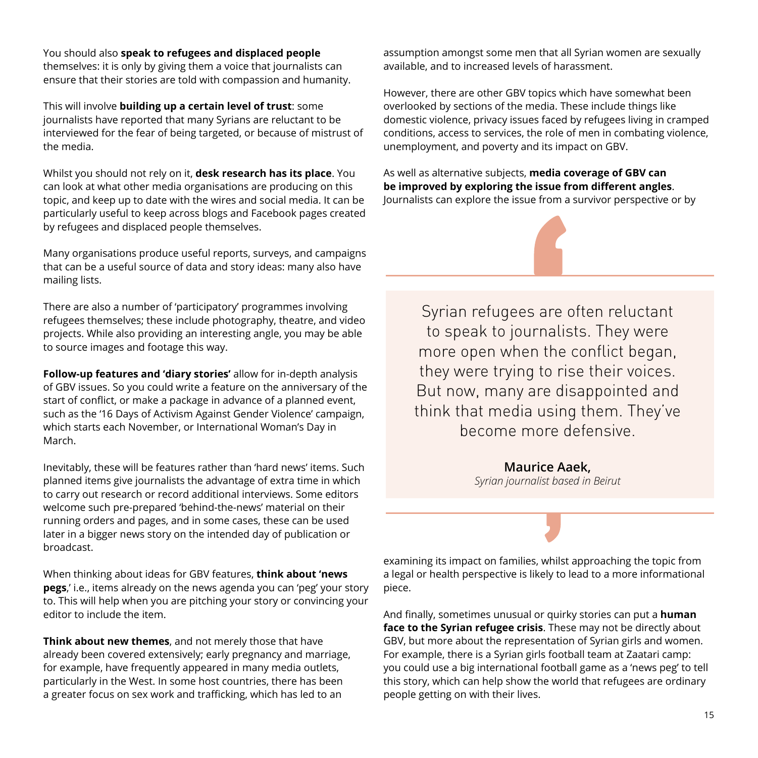You should also **speak to refugees and displaced people** themselves: it is only by giving them a voice that journalists can ensure that their stories are told with compassion and humanity.

This will involve **building up a certain level of trust**: some journalists have reported that many Syrians are reluctant to be interviewed for the fear of being targeted, or because of mistrust of the media.

Whilst you should not rely on it, **desk research has its place**. You can look at what other media organisations are producing on this topic, and keep up to date with the wires and social media. It can be particularly useful to keep across blogs and Facebook pages created by refugees and displaced people themselves.

Many organisations produce useful reports, surveys, and campaigns that can be a useful source of data and story ideas: many also have mailing lists.

There are also a number of 'participatory' programmes involving refugees themselves; these include photography, theatre, and video projects. While also providing an interesting angle, you may be able to source images and footage this way.

**Follow-up features and 'diary stories'** allow for in-depth analysis of GBV issues. So you could write a feature on the anniversary of the start of conflict, or make a package in advance of a planned event, such as the '16 Days of Activism Against Gender Violence' campaign, which starts each November, or International Woman's Day in March.

Inevitably, these will be features rather than 'hard news' items. Such planned items give journalists the advantage of extra time in which to carry out research or record additional interviews. Some editors welcome such pre-prepared 'behind-the-news' material on their running orders and pages, and in some cases, these can be used later in a bigger news story on the intended day of publication or broadcast.

When thinking about ideas for GBV features, **think about 'news pegs**,' i.e., items already on the news agenda you can 'peg' your story to. This will help when you are pitching your story or convincing your editor to include the item.

**Think about new themes**, and not merely those that have already been covered extensively; early pregnancy and marriage, for example, have frequently appeared in many media outlets, particularly in the West. In some host countries, there has been a greater focus on sex work and trafficking, which has led to an assumption amongst some men that all Syrian women are sexually available, and to increased levels of harassment.

However, there are other GBV topics which have somewhat been overlooked by sections of the media. These include things like domestic violence, privacy issues faced by refugees living in cramped conditions, access to services, the role of men in combating violence, unemployment, and poverty and its impact on GBV.

As well as alternative subjects, **media coverage of GBV can be improved by exploring the issue from different angles**. Journalists can explore the issue from a survivor perspective or by examining its impact on families, whilst approaching the topic from a legal or health perspective is likely to lead to a more informational piece.

> Syrian refugees are often reluctant to speak to journalists. They were more open when the conflict began, they were trying to rise their voices. But now, many are disappointed and think that media using them. They've become more defensive.
>
> **Maurice Aaek,**
> *Syrian journalist based in Beirut*

And finally, sometimes unusual or quirky stories can put a **human face to the Syrian refugee crisis**. These may not be directly about GBV, but more about the representation of Syrian girls and women. For example, there is a Syrian girls football team at Zaatari camp: you could use a big international football game as a 'news peg' to tell this story, which can help show the world that refugees are ordinary people getting on with their lives.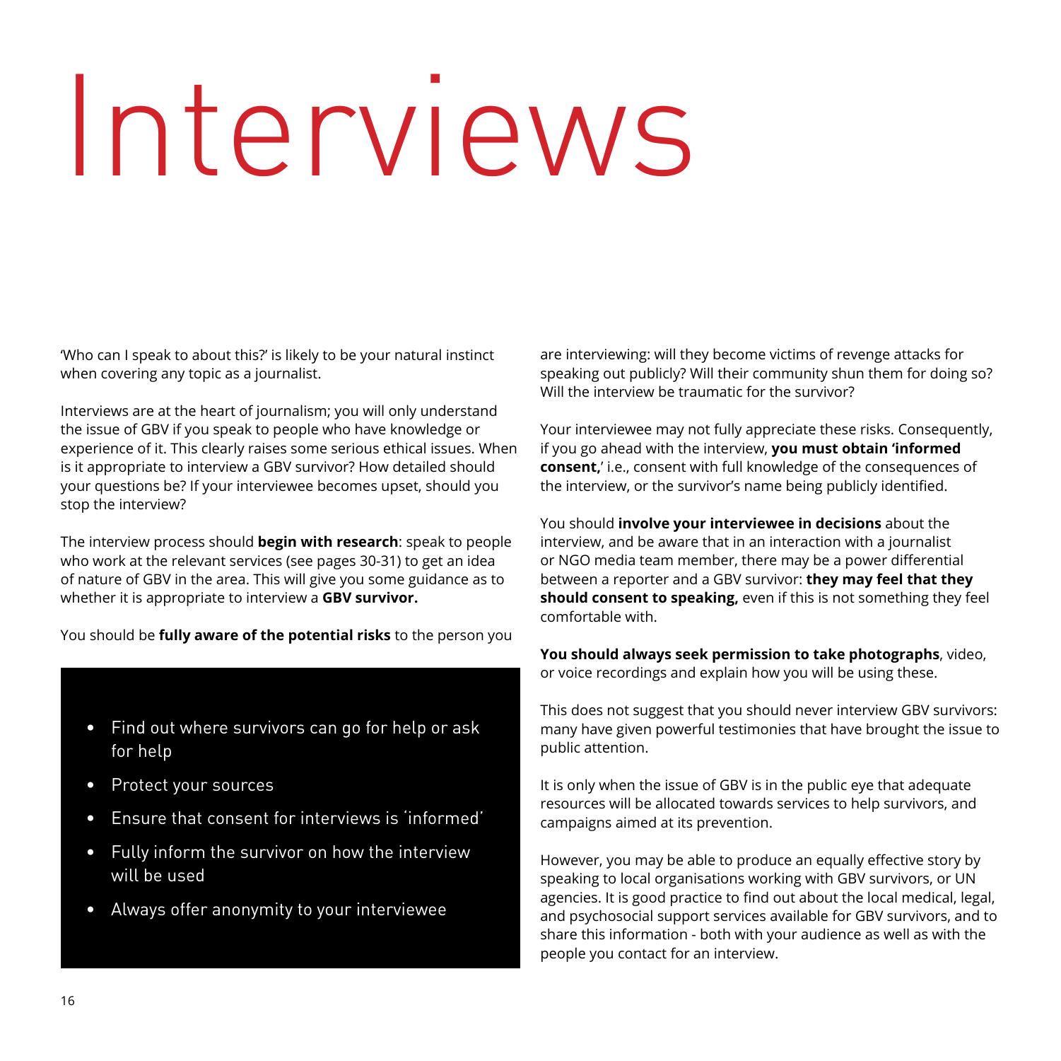# Interviews

'Who can I speak to about this?' is likely to be your natural instinct when covering any topic as a journalist.

Interviews are at the heart of journalism; you will only understand the issue of GBV if you speak to people who have knowledge or experience of it. This clearly raises some serious ethical issues. When is it appropriate to interview a GBV survivor? How detailed should your questions be? If your interviewee becomes upset, should you stop the interview?

The interview process should **begin with research**: speak to people who work at the relevant services (see pages 30-31) to get an idea of nature of GBV in the area. This will give you some guidance as to whether it is appropriate to interview a **GBV survivor.**

You should be **fully aware of the potential risks** to the person you are interviewing: will they become victims of revenge attacks for speaking out publicly? Will their community shun them for doing so? Will the interview be traumatic for the survivor?

Your interviewee may not fully appreciate these risks. Consequently, if you go ahead with the interview, **you must obtain 'informed consent,'** i.e., consent with full knowledge of the consequences of the interview, or the survivor's name being publicly identified.

You should **involve your interviewee in decisions** about the interview, and be aware that in an interaction with a journalist or NGO media team member, there may be a power differential between a reporter and a GBV survivor: **they may feel that they should consent to speaking,** even if this is not something they feel comfortable with.

**You should always seek permission to take photographs**, video, or voice recordings and explain how you will be using these.

This does not suggest that you should never interview GBV survivors: many have given powerful testimonies that have brought the issue to public attention.

It is only when the issue of GBV is in the public eye that adequate resources will be allocated towards services to help survivors, and campaigns aimed at its prevention.

However, you may be able to produce an equally effective story by speaking to local organisations working with GBV survivors, or UN agencies. It is good practice to find out about the local medical, legal, and psychosocial support services available for GBV survivors, and to share this information - both with your audience as well as with the people you contact for an interview.

- Find out where survivors can go for help or ask for help
- Protect your sources
- Ensure that consent for interviews is 'informed'
- Fully inform the survivor on how the interview will be used
- Always offer anonymity to your interviewee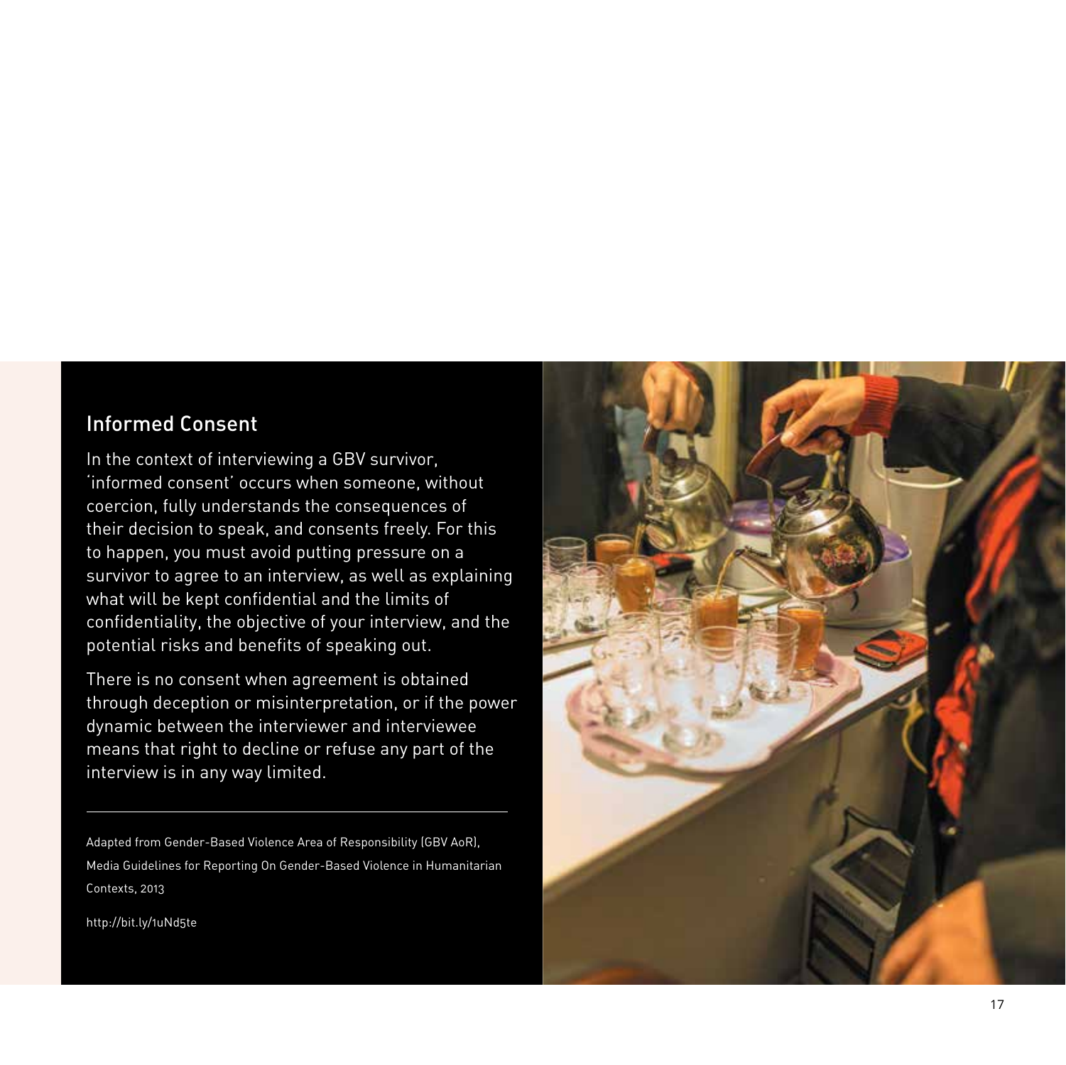## Informed Consent

In the context of interviewing a GBV survivor, 'informed consent' occurs when someone, without coercion, fully understands the consequences of their decision to speak, and consents freely. For this to happen, you must avoid putting pressure on a survivor to agree to an interview, as well as explaining what will be kept confidential and the limits of confidentiality, the objective of your interview, and the potential risks and benefits of speaking out.

There is no consent when agreement is obtained through deception or misinterpretation, or if the power dynamic between the interviewer and interviewee means that right to decline or refuse any part of the interview is in any way limited.

---

Adapted from Gender-Based Violence Area of Responsibility (GBV AoR), Media Guidelines for Reporting On Gender-Based Violence in Humanitarian Contexts, 2013

http://bit.ly/1uNd5te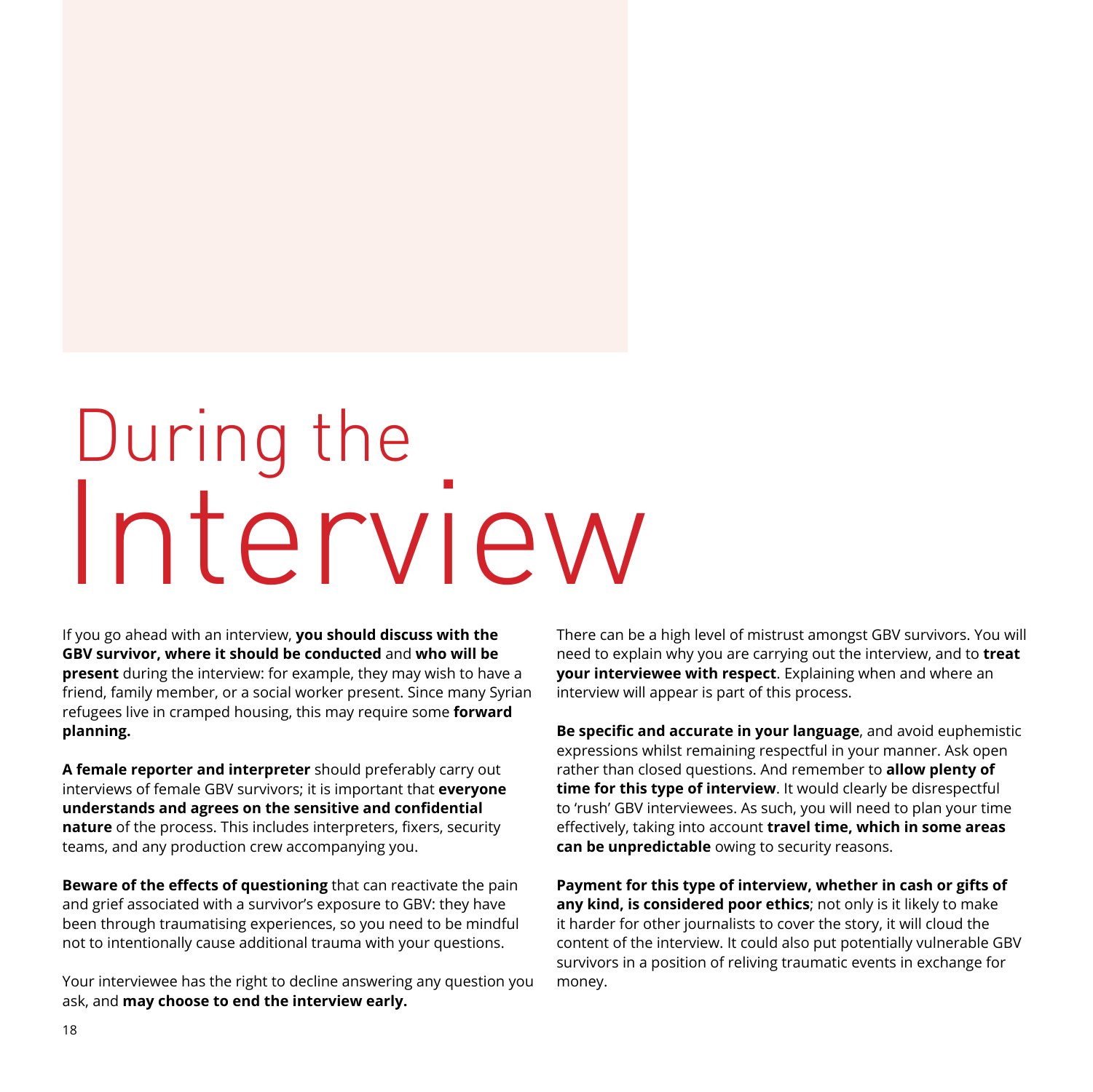# During the Interview

If you go ahead with an interview, **you should discuss with the GBV survivor, where it should be conducted** and **who will be present** during the interview: for example, they may wish to have a friend, family member, or a social worker present. Since many Syrian refugees live in cramped housing, this may require some **forward planning.**

**A female reporter and interpreter** should preferably carry out interviews of female GBV survivors; it is important that **everyone understands and agrees on the sensitive and confidential nature** of the process. This includes interpreters, fixers, security teams, and any production crew accompanying you.

**Beware of the effects of questioning** that can reactivate the pain and grief associated with a survivor's exposure to GBV: they have been through traumatising experiences, so you need to be mindful not to intentionally cause additional trauma with your questions.

Your interviewee has the right to decline answering any question you ask, and **may choose to end the interview early.**

There can be a high level of mistrust amongst GBV survivors. You will need to explain why you are carrying out the interview, and to **treat your interviewee with respect**. Explaining when and where an interview will appear is part of this process.

**Be specific and accurate in your language**, and avoid euphemistic expressions whilst remaining respectful in your manner. Ask open rather than closed questions. And remember to **allow plenty of time for this type of interview**. It would clearly be disrespectful to 'rush' GBV interviewees. As such, you will need to plan your time effectively, taking into account **travel time, which in some areas can be unpredictable** owing to security reasons.

**Payment for this type of interview, whether in cash or gifts of any kind, is considered poor ethics**; not only is it likely to make it harder for other journalists to cover the story, it will cloud the content of the interview. It could also put potentially vulnerable GBV survivors in a position of reliving traumatic events in exchange for money.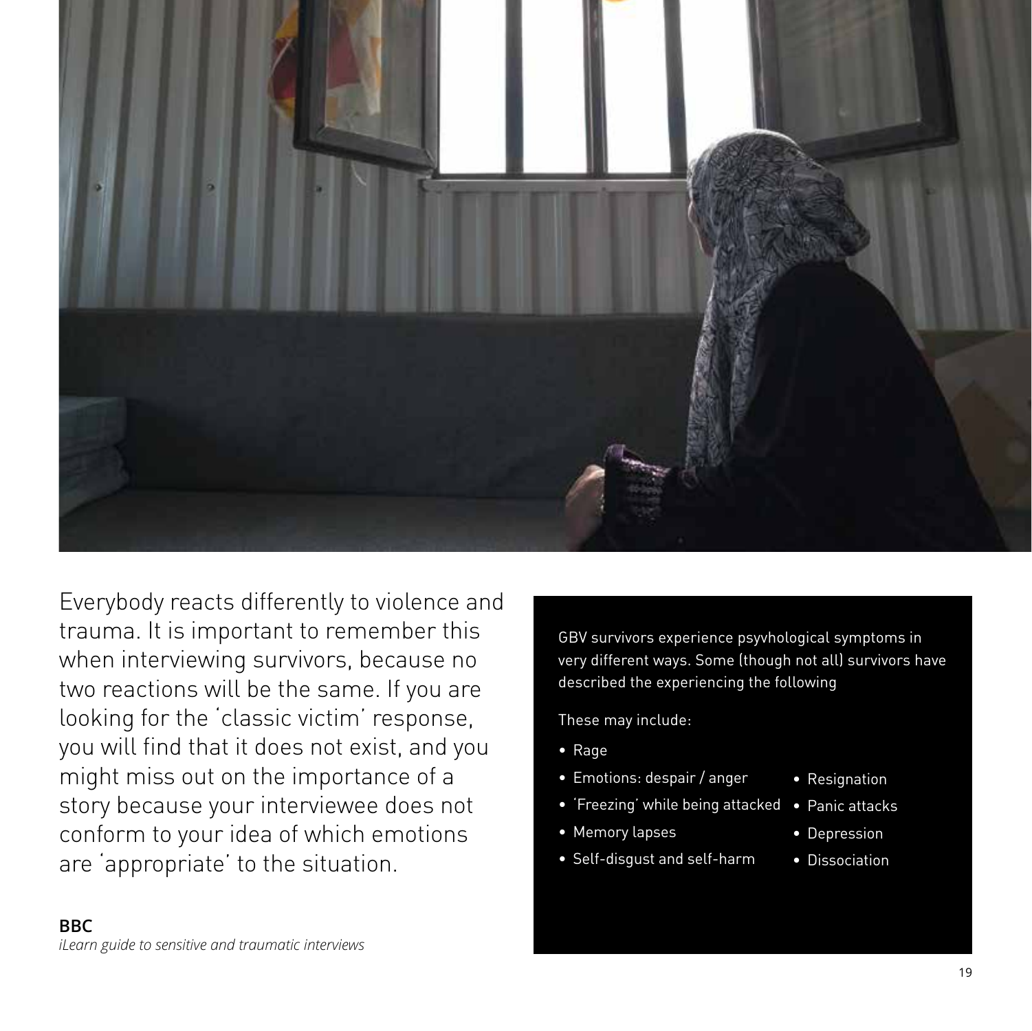Everybody reacts differently to violence and trauma. It is important to remember this when interviewing survivors, because no two reactions will be the same. If you are looking for the 'classic victim' response, you will find that it does not exist, and you might miss out on the importance of a story because your interviewee does not conform to your idea of which emotions are 'appropriate' to the situation.

**BBC**
*iLearn guide to sensitive and traumatic interviews*

GBV survivors experience psyvhological symptoms in very different ways. Some (though not all) survivors have described the experiencing the following

These may include:

- Rage
- Emotions: despair / anger
- 'Freezing' while being attacked
- Memory lapses
- Self-disgust and self-harm
- Resignation
- Panic attacks
- Depression
- Dissociation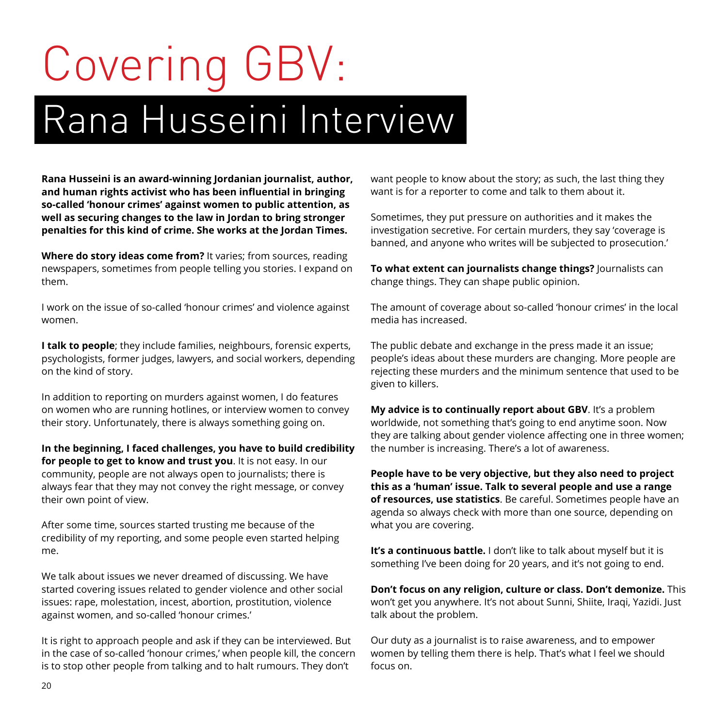# Covering GBV:

# Rana Husseini Interview

**Rana Husseini is an award-winning Jordanian journalist, author, and human rights activist who has been influential in bringing so-called 'honour crimes' against women to public attention, as well as securing changes to the law in Jordan to bring stronger penalties for this kind of crime. She works at the Jordan Times.**

**Where do story ideas come from?** It varies; from sources, reading newspapers, sometimes from people telling you stories. I expand on them.

I work on the issue of so-called 'honour crimes' and violence against women.

**I talk to people**; they include families, neighbours, forensic experts, psychologists, former judges, lawyers, and social workers, depending on the kind of story.

In addition to reporting on murders against women, I do features on women who are running hotlines, or interview women to convey their story. Unfortunately, there is always something going on.

**In the beginning, I faced challenges, you have to build credibility for people to get to know and trust you**. It is not easy. In our community, people are not always open to journalists; there is always fear that they may not convey the right message, or convey their own point of view.

After some time, sources started trusting me because of the credibility of my reporting, and some people even started helping me.

We talk about issues we never dreamed of discussing. We have started covering issues related to gender violence and other social issues: rape, molestation, incest, abortion, prostitution, violence against women, and so-called 'honour crimes.'

It is right to approach people and ask if they can be interviewed. But in the case of so-called 'honour crimes,' when people kill, the concern is to stop other people from talking and to halt rumours. They don't want people to know about the story; as such, the last thing they want is for a reporter to come and talk to them about it.

Sometimes, they put pressure on authorities and it makes the investigation secretive. For certain murders, they say 'coverage is banned, and anyone who writes will be subjected to prosecution.'

**To what extent can journalists change things?** Journalists can change things. They can shape public opinion.

The amount of coverage about so-called 'honour crimes' in the local media has increased.

The public debate and exchange in the press made it an issue; people's ideas about these murders are changing. More people are rejecting these murders and the minimum sentence that used to be given to killers.

**My advice is to continually report about GBV**. It's a problem worldwide, not something that's going to end anytime soon. Now they are talking about gender violence affecting one in three women; the number is increasing. There's a lot of awareness.

**People have to be very objective, but they also need to project this as a 'human' issue. Talk to several people and use a range of resources, use statistics**. Be careful. Sometimes people have an agenda so always check with more than one source, depending on what you are covering.

**It's a continuous battle.** I don't like to talk about myself but it is something I've been doing for 20 years, and it's not going to end.

**Don't focus on any religion, culture or class. Don't demonize.** This won't get you anywhere. It's not about Sunni, Shiite, Iraqi, Yazidi. Just talk about the problem.

Our duty as a journalist is to raise awareness, and to empower women by telling them there is help. That's what I feel we should focus on.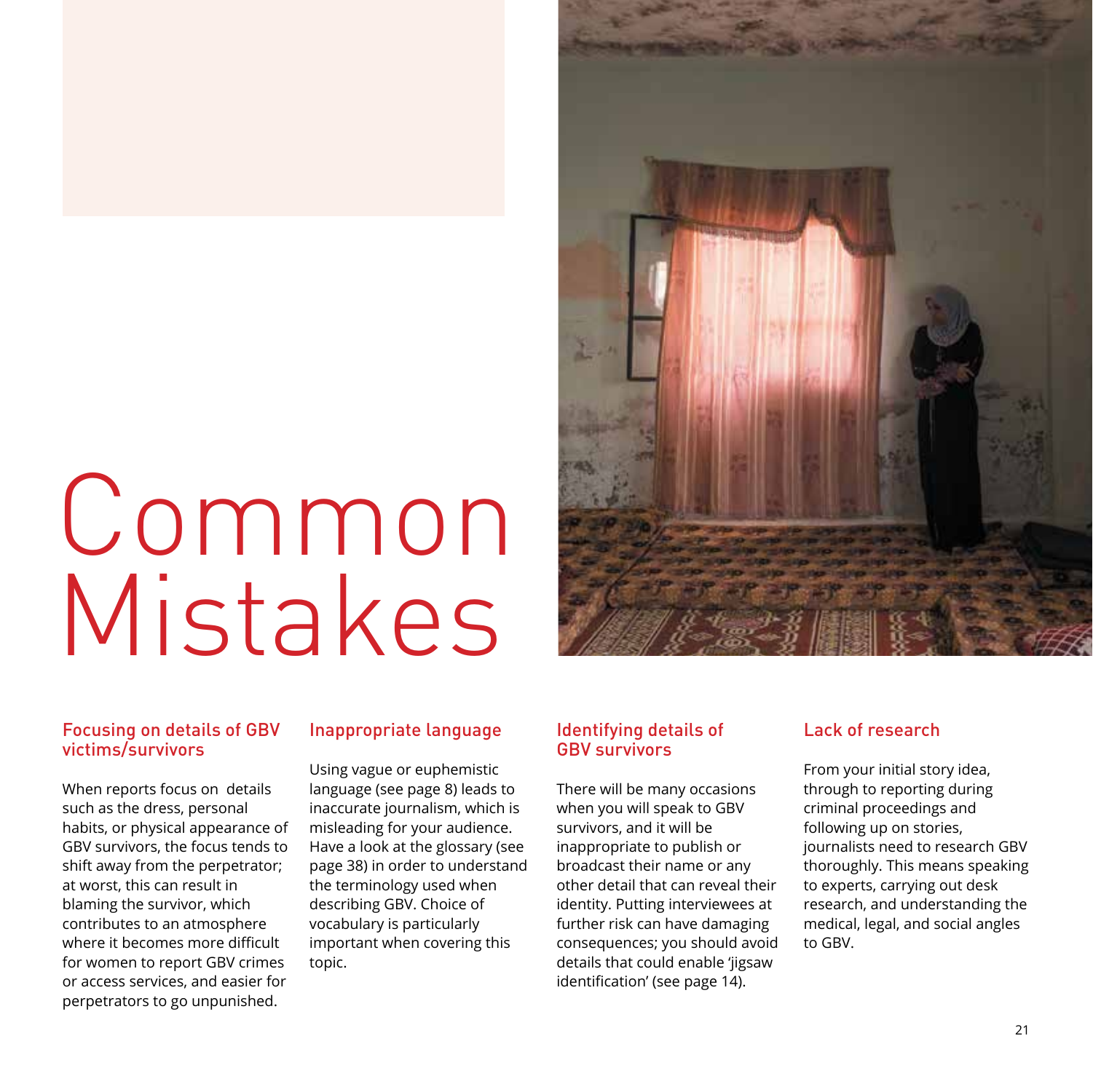# Common Mistakes

### Focusing on details of GBV victims/survivors

When reports focus on details such as the dress, personal habits, or physical appearance of GBV survivors, the focus tends to shift away from the perpetrator; at worst, this can result in blaming the survivor, which contributes to an atmosphere where it becomes more difficult for women to report GBV crimes or access services, and easier for perpetrators to go unpunished.

### Inappropriate language

Using vague or euphemistic language (see page 8) leads to inaccurate journalism, which is misleading for your audience. Have a look at the glossary (see page 38) in order to understand the terminology used when describing GBV. Choice of vocabulary is particularly important when covering this topic.

### Identifying details of GBV survivors

There will be many occasions when you will speak to GBV survivors, and it will be inappropriate to publish or broadcast their name or any other detail that can reveal their identity. Putting interviewees at further risk can have damaging consequences; you should avoid details that could enable 'jigsaw identification' (see page 14).

### Lack of research

From your initial story idea, through to reporting during criminal proceedings and following up on stories, journalists need to research GBV thoroughly. This means speaking to experts, carrying out desk research, and understanding the medical, legal, and social angles to GBV.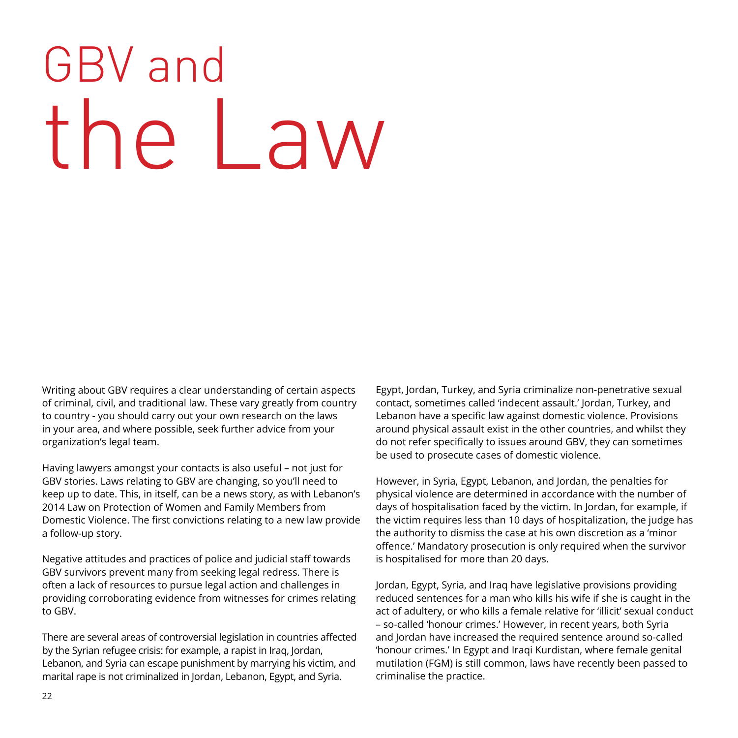# GBV and the Law

Writing about GBV requires a clear understanding of certain aspects of criminal, civil, and traditional law. These vary greatly from country to country - you should carry out your own research on the laws in your area, and where possible, seek further advice from your organization's legal team.

Having lawyers amongst your contacts is also useful – not just for GBV stories. Laws relating to GBV are changing, so you'll need to keep up to date. This, in itself, can be a news story, as with Lebanon's 2014 Law on Protection of Women and Family Members from Domestic Violence. The first convictions relating to a new law provide a follow-up story.

Negative attitudes and practices of police and judicial staff towards GBV survivors prevent many from seeking legal redress. There is often a lack of resources to pursue legal action and challenges in providing corroborating evidence from witnesses for crimes relating to GBV.

There are several areas of controversial legislation in countries affected by the Syrian refugee crisis: for example, a rapist in Iraq, Jordan, Lebanon, and Syria can escape punishment by marrying his victim, and marital rape is not criminalized in Jordan, Lebanon, Egypt, and Syria.

Egypt, Jordan, Turkey, and Syria criminalize non-penetrative sexual contact, sometimes called 'indecent assault.' Jordan, Turkey, and Lebanon have a specific law against domestic violence. Provisions around physical assault exist in the other countries, and whilst they do not refer specifically to issues around GBV, they can sometimes be used to prosecute cases of domestic violence.

However, in Syria, Egypt, Lebanon, and Jordan, the penalties for physical violence are determined in accordance with the number of days of hospitalisation faced by the victim. In Jordan, for example, if the victim requires less than 10 days of hospitalization, the judge has the authority to dismiss the case at his own discretion as a 'minor offence.' Mandatory prosecution is only required when the survivor is hospitalised for more than 20 days.

Jordan, Egypt, Syria, and Iraq have legislative provisions providing reduced sentences for a man who kills his wife if she is caught in the act of adultery, or who kills a female relative for 'illicit' sexual conduct – so-called 'honour crimes.' However, in recent years, both Syria and Jordan have increased the required sentence around so-called 'honour crimes.' In Egypt and Iraqi Kurdistan, where female genital mutilation (FGM) is still common, laws have recently been passed to criminalise the practice.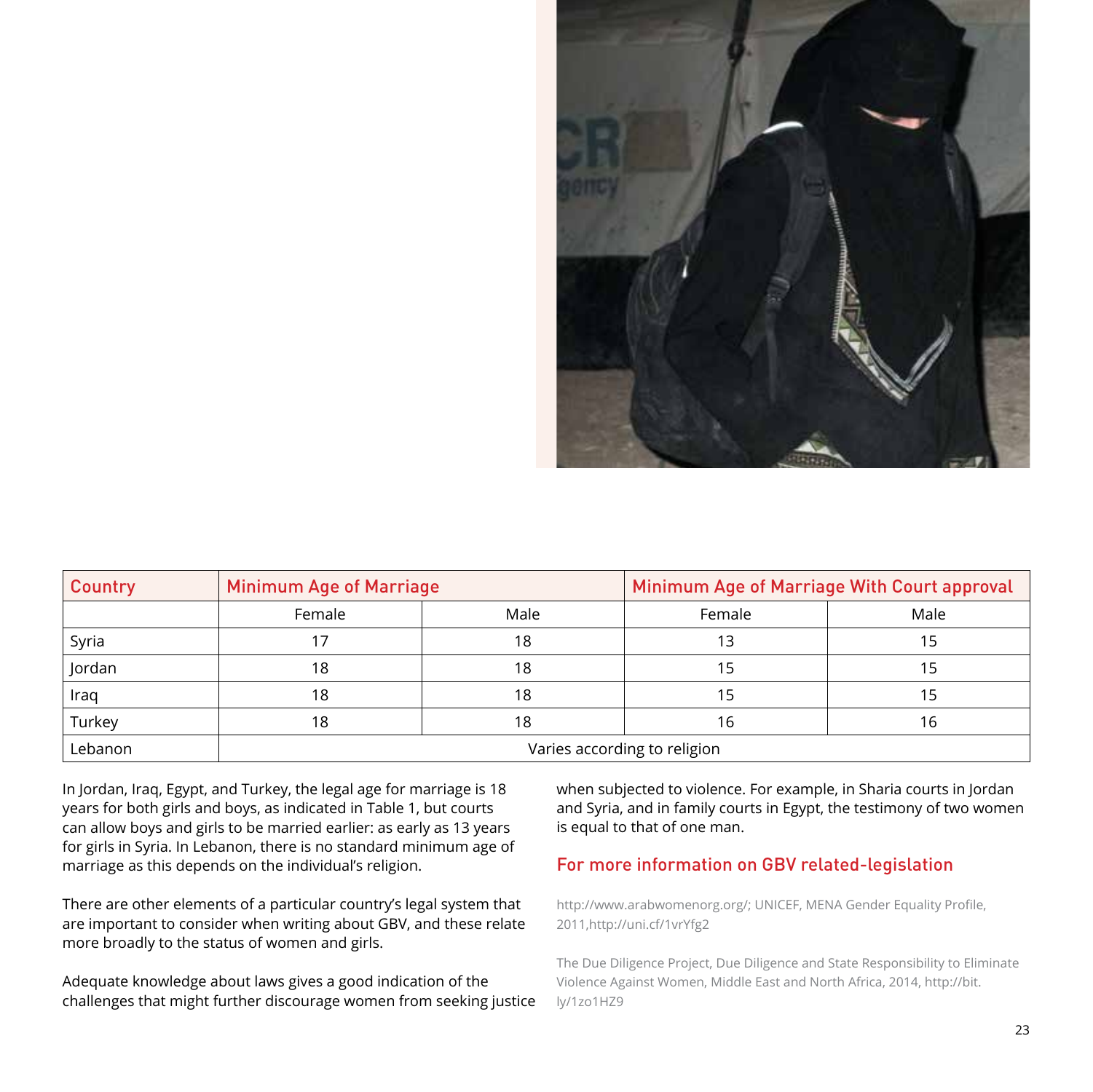| Country | Minimum Age of Marriage | | Minimum Age of Marriage With Court approval | |
|---|---|---|---|---|
| | Female | Male | Female | Male |
| Syria | 17 | 18 | 13 | 15 |
| Jordan | 18 | 18 | 15 | 15 |
| Iraq | 18 | 18 | 15 | 15 |
| Turkey | 18 | 18 | 16 | 16 |
| Lebanon | Varies according to religion | | | |

In Jordan, Iraq, Egypt, and Turkey, the legal age for marriage is 18 years for both girls and boys, as indicated in Table 1, but courts can allow boys and girls to be married earlier: as early as 13 years for girls in Syria. In Lebanon, there is no standard minimum age of marriage as this depends on the individual's religion.

There are other elements of a particular country's legal system that are important to consider when writing about GBV, and these relate more broadly to the status of women and girls.

Adequate knowledge about laws gives a good indication of the challenges that might further discourage women from seeking justice when subjected to violence. For example, in Sharia courts in Jordan and Syria, and in family courts in Egypt, the testimony of two women is equal to that of one man.

## For more information on GBV related-legislation

http://www.arabwomenorg.org/; UNICEF, MENA Gender Equality Profile, 2011,http://uni.cf/1vrYfg2

The Due Diligence Project, Due Diligence and State Responsibility to Eliminate Violence Against Women, Middle East and North Africa, 2014, http://bit.ly/1zo1HZ9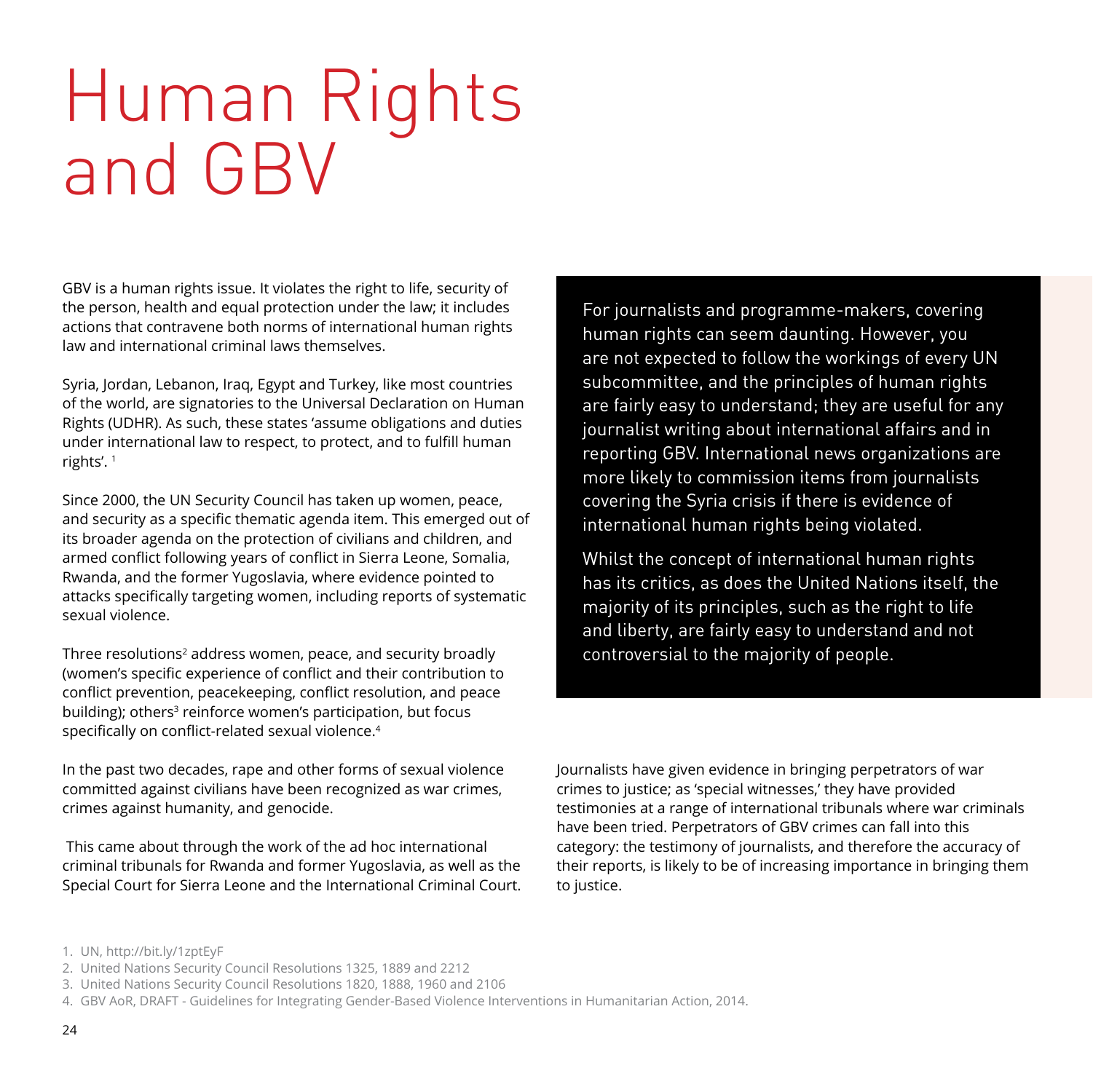# Human Rights and GBV

GBV is a human rights issue. It violates the right to life, security of the person, health and equal protection under the law; it includes actions that contravene both norms of international human rights law and international criminal laws themselves.

Syria, Jordan, Lebanon, Iraq, Egypt and Turkey, like most countries of the world, are signatories to the Universal Declaration on Human Rights (UDHR). As such, these states 'assume obligations and duties under international law to respect, to protect, and to fulfill human rights'. [1]

Since 2000, the UN Security Council has taken up women, peace, and security as a specific thematic agenda item. This emerged out of its broader agenda on the protection of civilians and children, and armed conflict following years of conflict in Sierra Leone, Somalia, Rwanda, and the former Yugoslavia, where evidence pointed to attacks specifically targeting women, including reports of systematic sexual violence.

Three resolutions[2] address women, peace, and security broadly (women's specific experience of conflict and their contribution to conflict prevention, peacekeeping, conflict resolution, and peace building); others[3] reinforce women's participation, but focus specifically on conflict-related sexual violence.[4]

In the past two decades, rape and other forms of sexual violence committed against civilians have been recognized as war crimes, crimes against humanity, and genocide.

This came about through the work of the ad hoc international criminal tribunals for Rwanda and former Yugoslavia, as well as the Special Court for Sierra Leone and the International Criminal Court.

For journalists and programme-makers, covering human rights can seem daunting. However, you are not expected to follow the workings of every UN subcommittee, and the principles of human rights are fairly easy to understand; they are useful for any journalist writing about international affairs and in reporting GBV. International news organizations are more likely to commission items from journalists covering the Syria crisis if there is evidence of international human rights being violated.

Whilst the concept of international human rights has its critics, as does the United Nations itself, the majority of its principles, such as the right to life and liberty, are fairly easy to understand and not controversial to the majority of people.

Journalists have given evidence in bringing perpetrators of war crimes to justice; as 'special witnesses,' they have provided testimonies at a range of international tribunals where war criminals have been tried. Perpetrators of GBV crimes can fall into this category: the testimony of journalists, and therefore the accuracy of their reports, is likely to be of increasing importance in bringing them to justice.

1. UN, http://bit.ly/1zptEyF
2. United Nations Security Council Resolutions 1325, 1889 and 2212
3. United Nations Security Council Resolutions 1820, 1888, 1960 and 2106
4. GBV AoR, DRAFT - Guidelines for Integrating Gender-Based Violence Interventions in Humanitarian Action, 2014.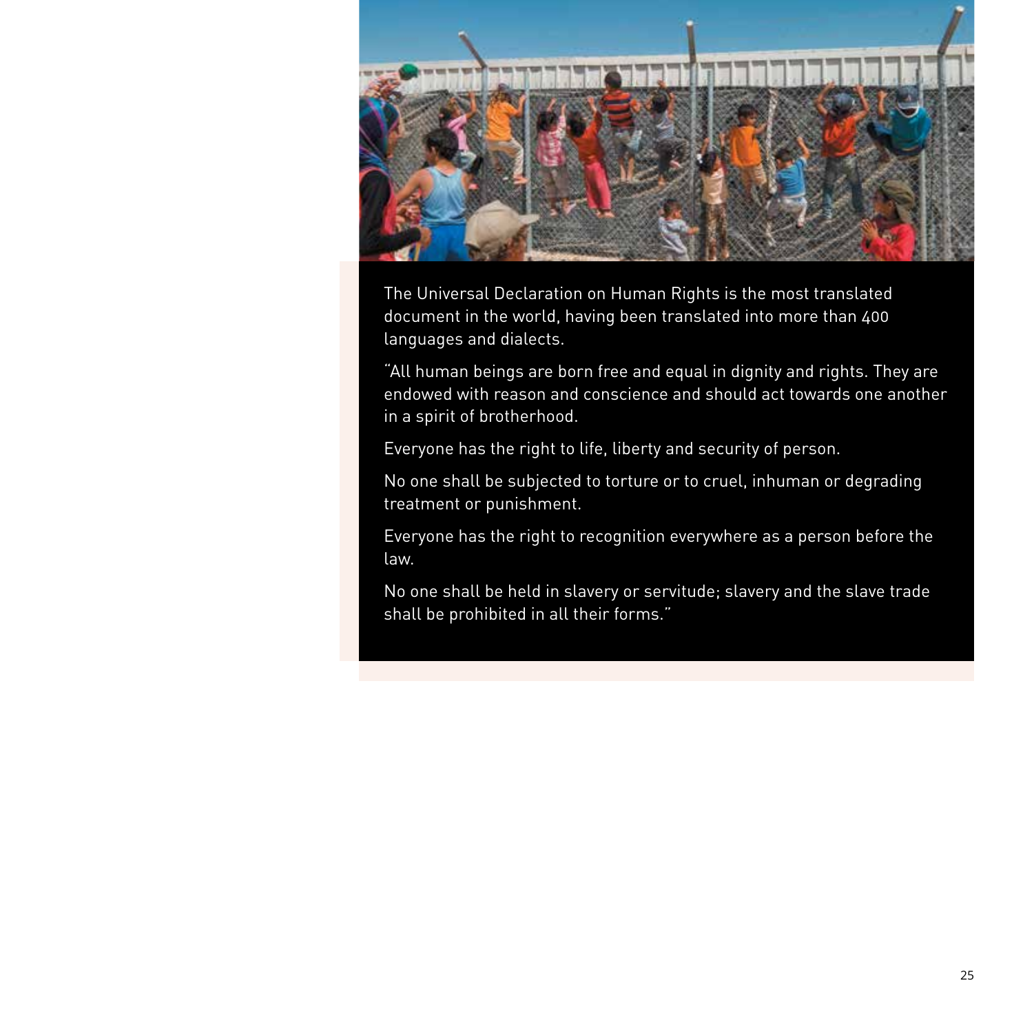The Universal Declaration on Human Rights is the most translated document in the world, having been translated into more than 400 languages and dialects.

"All human beings are born free and equal in dignity and rights. They are endowed with reason and conscience and should act towards one another in a spirit of brotherhood.

Everyone has the right to life, liberty and security of person.

No one shall be subjected to torture or to cruel, inhuman or degrading treatment or punishment.

Everyone has the right to recognition everywhere as a person before the law.

No one shall be held in slavery or servitude; slavery and the slave trade shall be prohibited in all their forms."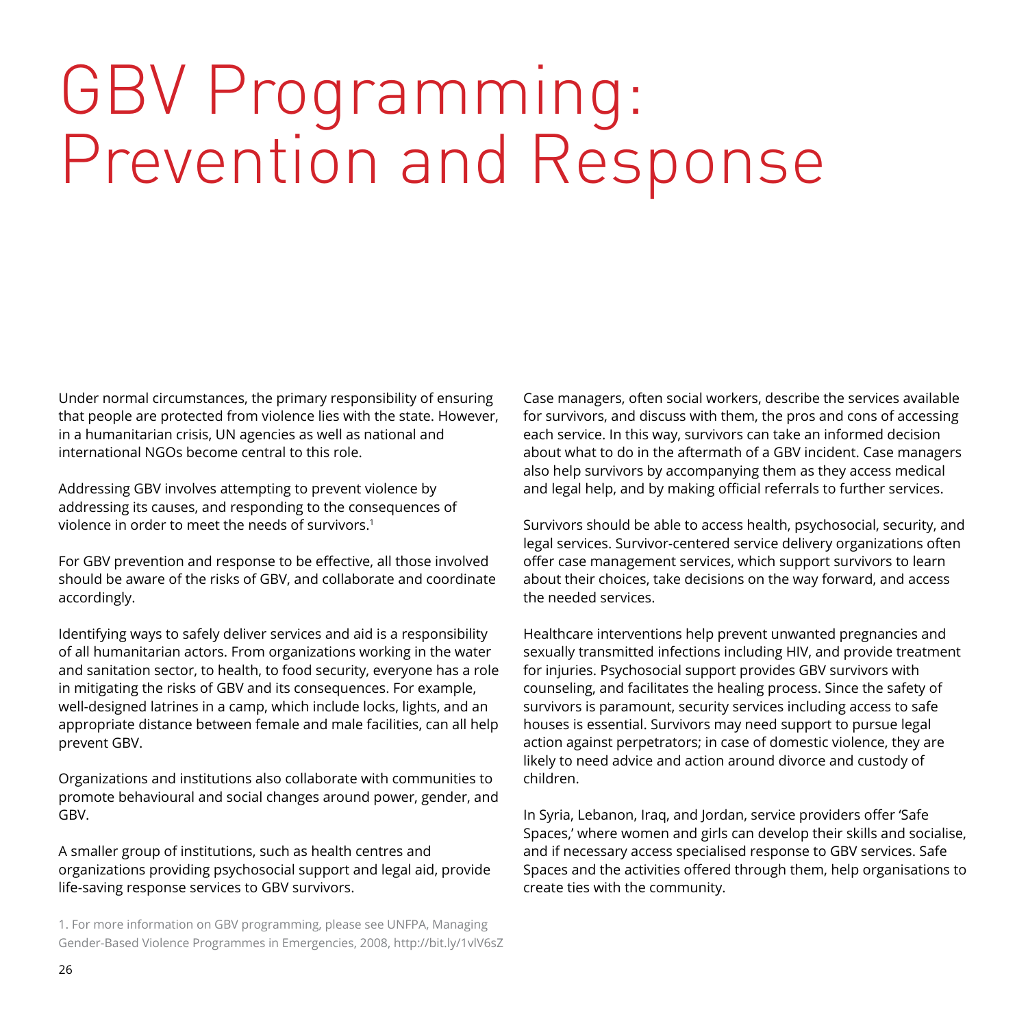# GBV Programming: Prevention and Response

Under normal circumstances, the primary responsibility of ensuring that people are protected from violence lies with the state. However, in a humanitarian crisis, UN agencies as well as national and international NGOs become central to this role.

Addressing GBV involves attempting to prevent violence by addressing its causes, and responding to the consequences of violence in order to meet the needs of survivors.[1]

For GBV prevention and response to be effective, all those involved should be aware of the risks of GBV, and collaborate and coordinate accordingly.

Identifying ways to safely deliver services and aid is a responsibility of all humanitarian actors. From organizations working in the water and sanitation sector, to health, to food security, everyone has a role in mitigating the risks of GBV and its consequences. For example, well-designed latrines in a camp, which include locks, lights, and an appropriate distance between female and male facilities, can all help prevent GBV.

Organizations and institutions also collaborate with communities to promote behavioural and social changes around power, gender, and GBV.

A smaller group of institutions, such as health centres and organizations providing psychosocial support and legal aid, provide life-saving response services to GBV survivors.

1. For more information on GBV programming, please see UNFPA, Managing Gender-Based Violence Programmes in Emergencies, 2008, http://bit.ly/1vlV6sZ

Case managers, often social workers, describe the services available for survivors, and discuss with them, the pros and cons of accessing each service. In this way, survivors can take an informed decision about what to do in the aftermath of a GBV incident. Case managers also help survivors by accompanying them as they access medical and legal help, and by making official referrals to further services.

Survivors should be able to access health, psychosocial, security, and legal services. Survivor-centered service delivery organizations often offer case management services, which support survivors to learn about their choices, take decisions on the way forward, and access the needed services.

Healthcare interventions help prevent unwanted pregnancies and sexually transmitted infections including HIV, and provide treatment for injuries. Psychosocial support provides GBV survivors with counseling, and facilitates the healing process. Since the safety of survivors is paramount, security services including access to safe houses is essential. Survivors may need support to pursue legal action against perpetrators; in case of domestic violence, they are likely to need advice and action around divorce and custody of children.

In Syria, Lebanon, Iraq, and Jordan, service providers offer 'Safe Spaces,' where women and girls can develop their skills and socialise, and if necessary access specialised response to GBV services. Safe Spaces and the activities offered through them, help organisations to create ties with the community.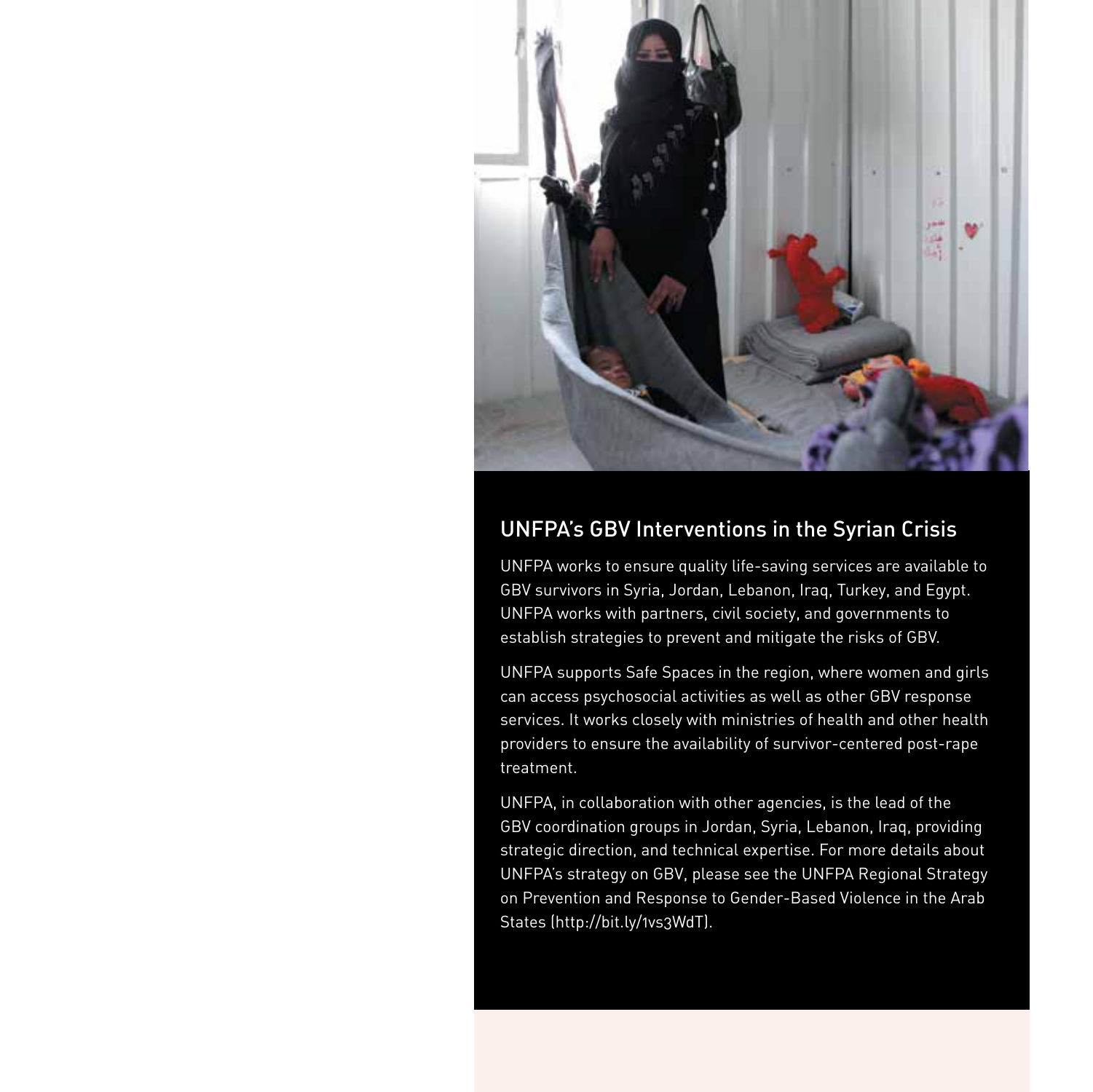## UNFPA's GBV Interventions in the Syrian Crisis

UNFPA works to ensure quality life-saving services are available to GBV survivors in Syria, Jordan, Lebanon, Iraq, Turkey, and Egypt. UNFPA works with partners, civil society, and governments to establish strategies to prevent and mitigate the risks of GBV.

UNFPA supports Safe Spaces in the region, where women and girls can access psychosocial activities as well as other GBV response services. It works closely with ministries of health and other health providers to ensure the availability of survivor-centered post-rape treatment.

UNFPA, in collaboration with other agencies, is the lead of the GBV coordination groups in Jordan, Syria, Lebanon, Iraq, providing strategic direction, and technical expertise. For more details about UNFPA's strategy on GBV, please see the UNFPA Regional Strategy on Prevention and Response to Gender-Based Violence in the Arab States (http://bit.ly/1vs3WdT).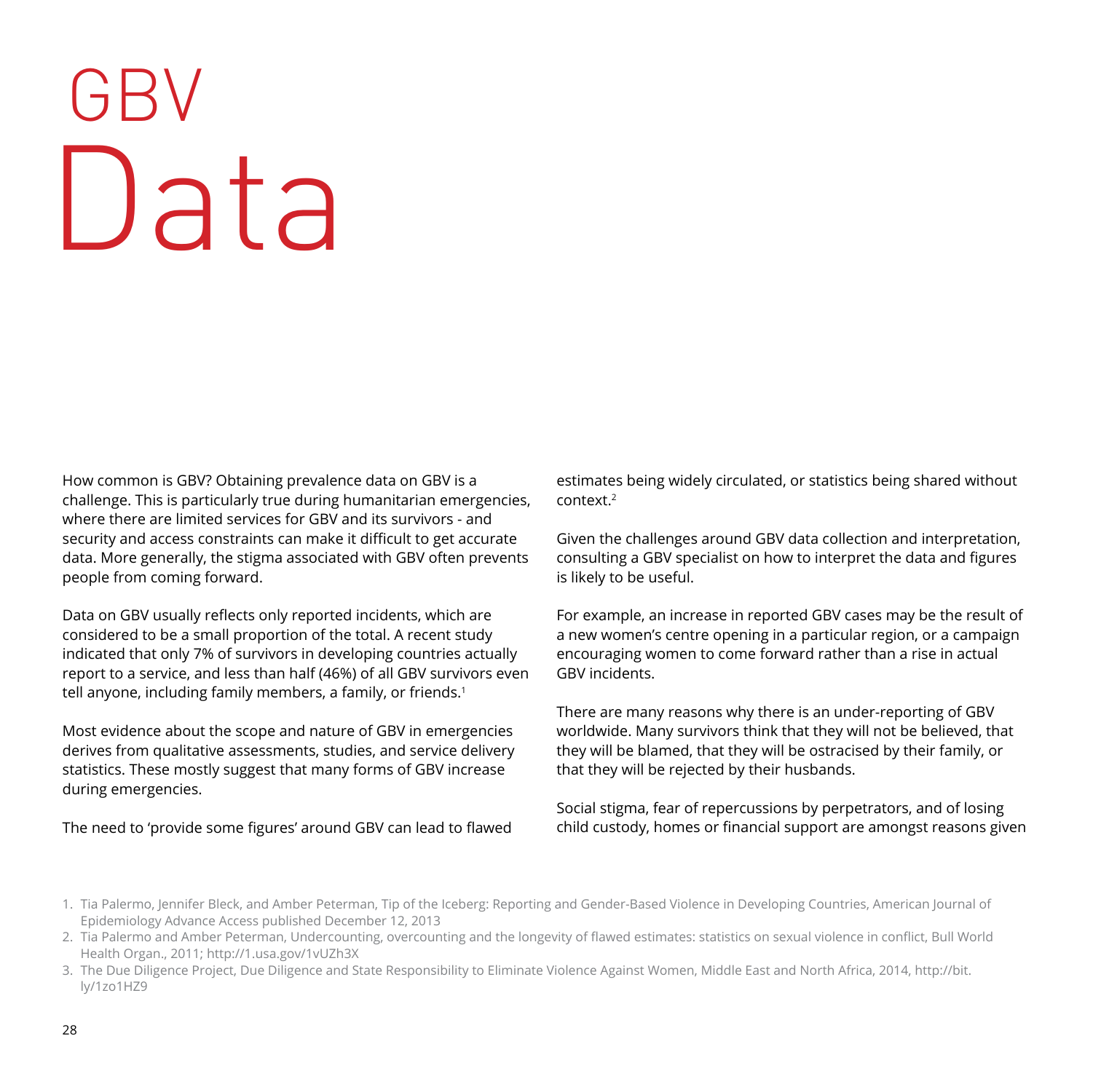# GBV Data

How common is GBV? Obtaining prevalence data on GBV is a challenge. This is particularly true during humanitarian emergencies, where there are limited services for GBV and its survivors - and security and access constraints can make it difficult to get accurate data. More generally, the stigma associated with GBV often prevents people from coming forward.

Data on GBV usually reflects only reported incidents, which are considered to be a small proportion of the total. A recent study indicated that only 7% of survivors in developing countries actually report to a service, and less than half (46%) of all GBV survivors even tell anyone, including family members, a family, or friends.[1]

Most evidence about the scope and nature of GBV in emergencies derives from qualitative assessments, studies, and service delivery statistics. These mostly suggest that many forms of GBV increase during emergencies.

The need to 'provide some figures' around GBV can lead to flawed estimates being widely circulated, or statistics being shared without context.[2]

Given the challenges around GBV data collection and interpretation, consulting a GBV specialist on how to interpret the data and figures is likely to be useful.

For example, an increase in reported GBV cases may be the result of a new women's centre opening in a particular region, or a campaign encouraging women to come forward rather than a rise in actual GBV incidents.

There are many reasons why there is an under-reporting of GBV worldwide. Many survivors think that they will not be believed, that they will be blamed, that they will be ostracised by their family, or that they will be rejected by their husbands.

Social stigma, fear of repercussions by perpetrators, and of losing child custody, homes or financial support are amongst reasons given

1. Tia Palermo, Jennifer Bleck, and Amber Peterman, Tip of the Iceberg: Reporting and Gender-Based Violence in Developing Countries, American Journal of Epidemiology Advance Access published December 12, 2013
2. Tia Palermo and Amber Peterman, Undercounting, overcounting and the longevity of flawed estimates: statistics on sexual violence in conflict, Bull World Health Organ., 2011; http://1.usa.gov/1vUZh3X
3. The Due Diligence Project, Due Diligence and State Responsibility to Eliminate Violence Against Women, Middle East and North Africa, 2014, http://bit.ly/1zo1HZ9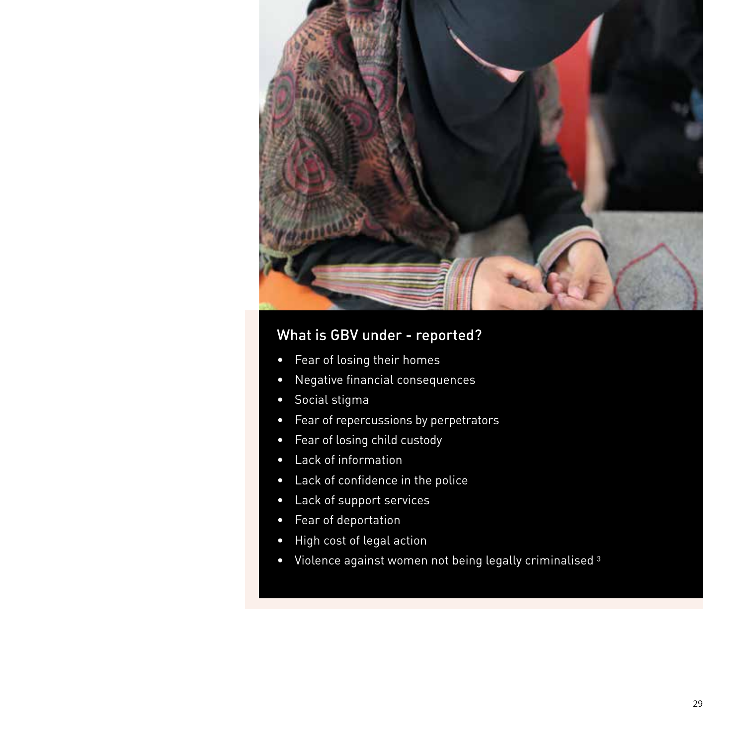## What is GBV under - reported?

- Fear of losing their homes
- Negative financial consequences
- Social stigma
- Fear of repercussions by perpetrators
- Fear of losing child custody
- Lack of information
- Lack of confidence in the police
- Lack of support services
- Fear of deportation
- High cost of legal action
- Violence against women not being legally criminalised [3]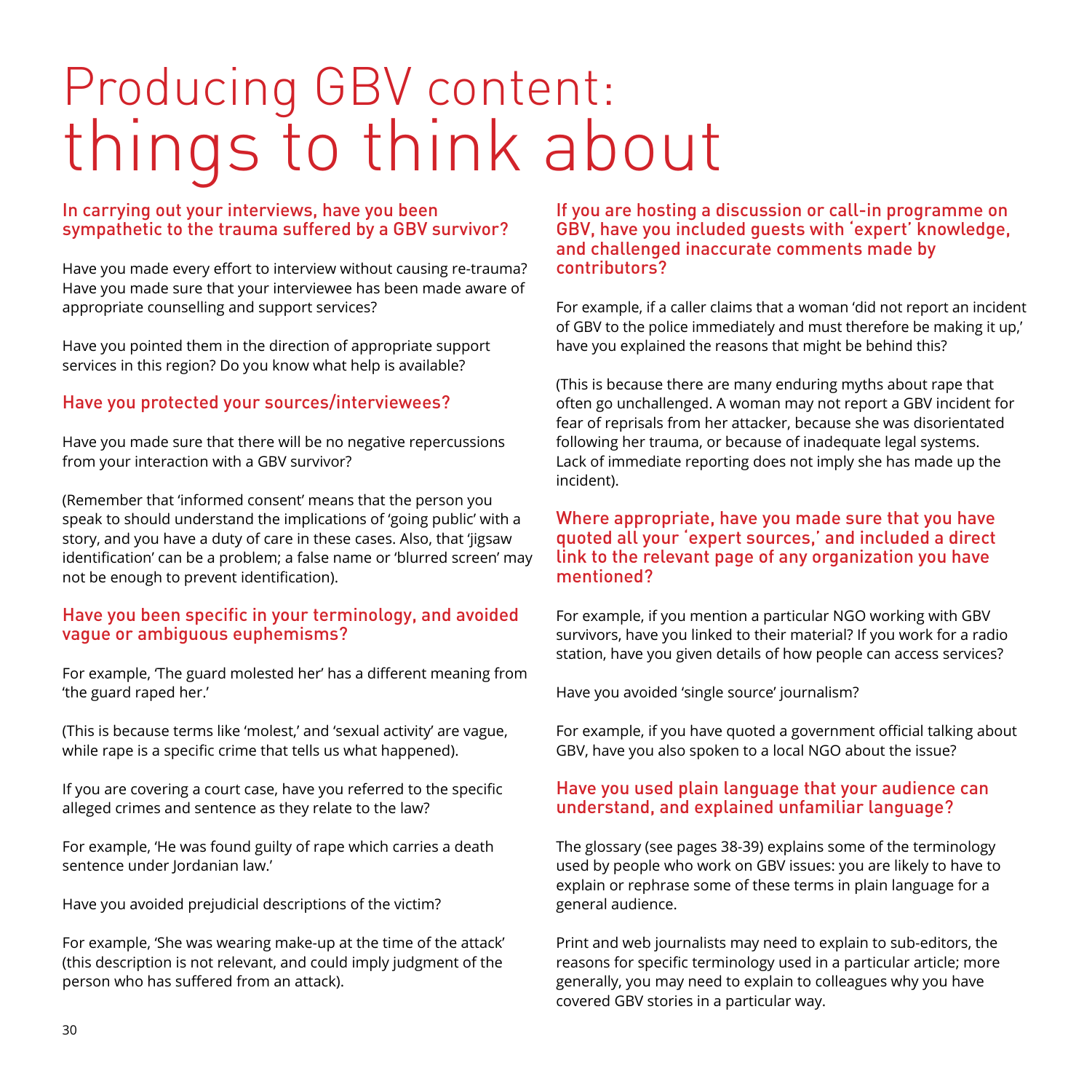# Producing GBV content: things to think about

### In carrying out your interviews, have you been sympathetic to the trauma suffered by a GBV survivor?

Have you made every effort to interview without causing re-trauma? Have you made sure that your interviewee has been made aware of appropriate counselling and support services?

Have you pointed them in the direction of appropriate support services in this region? Do you know what help is available?

### Have you protected your sources/interviewees?

Have you made sure that there will be no negative repercussions from your interaction with a GBV survivor?

(Remember that 'informed consent' means that the person you speak to should understand the implications of 'going public' with a story, and you have a duty of care in these cases. Also, that 'jigsaw identification' can be a problem; a false name or 'blurred screen' may not be enough to prevent identification).

### Have you been specific in your terminology, and avoided vague or ambiguous euphemisms?

For example, 'The guard molested her' has a different meaning from 'the guard raped her.'

(This is because terms like 'molest,' and 'sexual activity' are vague, while rape is a specific crime that tells us what happened).

If you are covering a court case, have you referred to the specific alleged crimes and sentence as they relate to the law?

For example, 'He was found guilty of rape which carries a death sentence under Jordanian law.'

Have you avoided prejudicial descriptions of the victim?

For example, 'She was wearing make-up at the time of the attack' (this description is not relevant, and could imply judgment of the person who has suffered from an attack).

### If you are hosting a discussion or call-in programme on GBV, have you included guests with 'expert' knowledge, and challenged inaccurate comments made by contributors?

For example, if a caller claims that a woman 'did not report an incident of GBV to the police immediately and must therefore be making it up,' have you explained the reasons that might be behind this?

(This is because there are many enduring myths about rape that often go unchallenged. A woman may not report a GBV incident for fear of reprisals from her attacker, because she was disorientated following her trauma, or because of inadequate legal systems. Lack of immediate reporting does not imply she has made up the incident).

### Where appropriate, have you made sure that you have quoted all your 'expert sources,' and included a direct link to the relevant page of any organization you have mentioned?

For example, if you mention a particular NGO working with GBV survivors, have you linked to their material? If you work for a radio station, have you given details of how people can access services?

Have you avoided 'single source' journalism?

For example, if you have quoted a government official talking about GBV, have you also spoken to a local NGO about the issue?

### Have you used plain language that your audience can understand, and explained unfamiliar language?

The glossary (see pages 38-39) explains some of the terminology used by people who work on GBV issues: you are likely to have to explain or rephrase some of these terms in plain language for a general audience.

Print and web journalists may need to explain to sub-editors, the reasons for specific terminology used in a particular article; more generally, you may need to explain to colleagues why you have covered GBV stories in a particular way.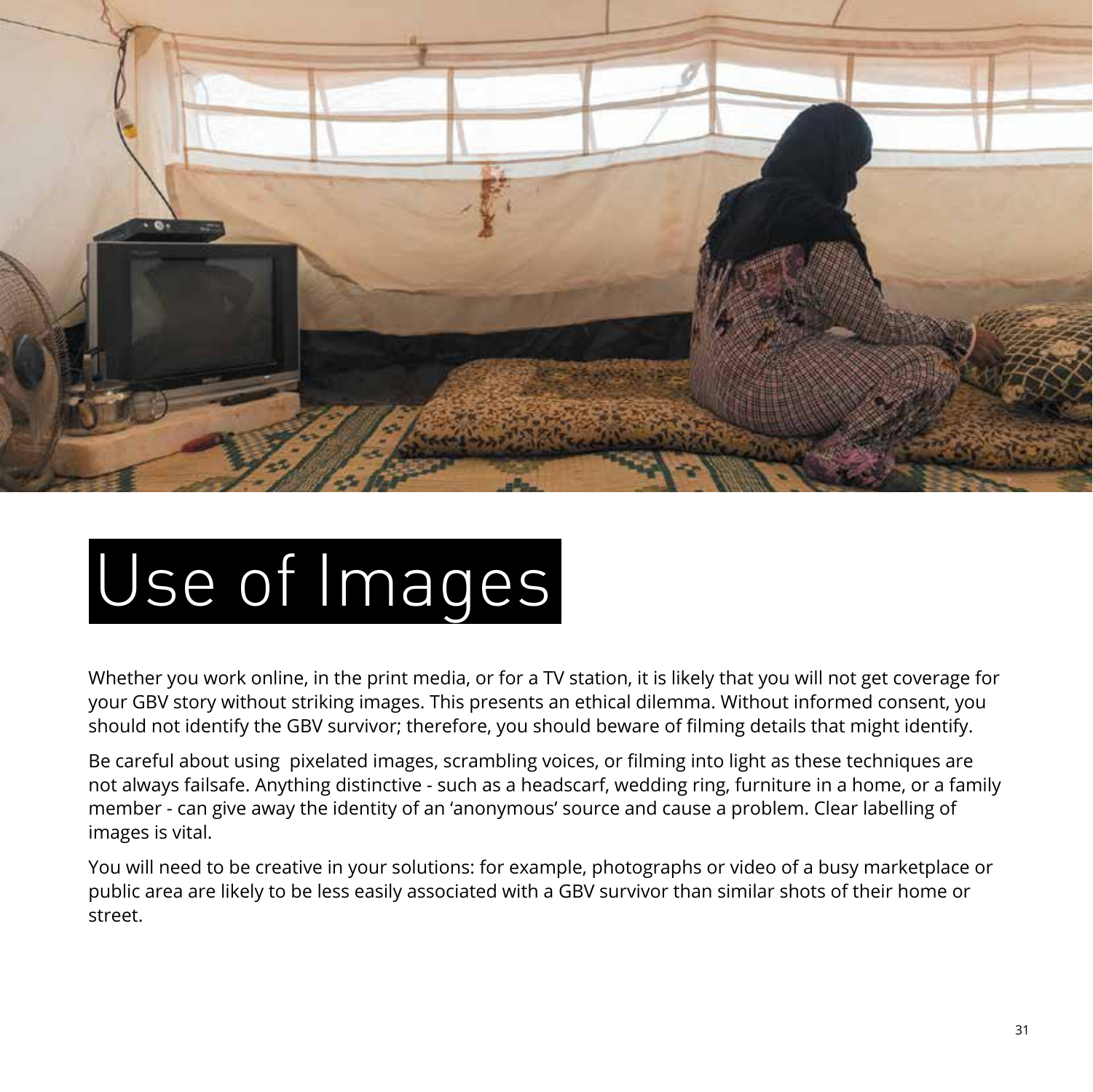# Use of Images

Whether you work online, in the print media, or for a TV station, it is likely that you will not get coverage for your GBV story without striking images. This presents an ethical dilemma. Without informed consent, you should not identify the GBV survivor; therefore, you should beware of filming details that might identify.

Be careful about using pixelated images, scrambling voices, or filming into light as these techniques are not always failsafe. Anything distinctive - such as a headscarf, wedding ring, furniture in a home, or a family member - can give away the identity of an 'anonymous' source and cause a problem. Clear labelling of images is vital.

You will need to be creative in your solutions: for example, photographs or video of a busy marketplace or public area are likely to be less easily associated with a GBV survivor than similar shots of their home or street.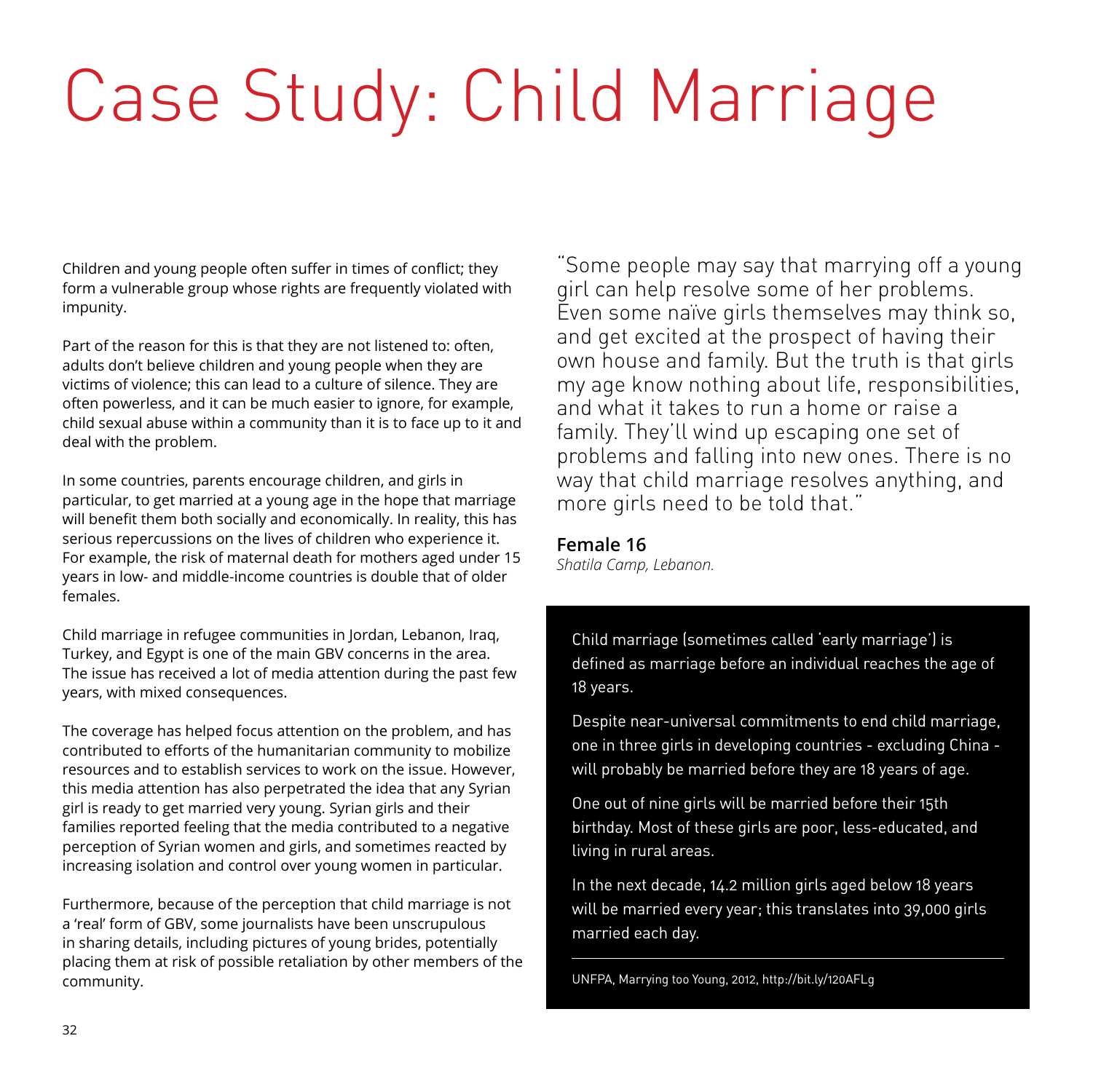# Case Study: Child Marriage

Children and young people often suffer in times of conflict; they form a vulnerable group whose rights are frequently violated with impunity.

Part of the reason for this is that they are not listened to: often, adults don't believe children and young people when they are victims of violence; this can lead to a culture of silence. They are often powerless, and it can be much easier to ignore, for example, child sexual abuse within a community than it is to face up to it and deal with the problem.

In some countries, parents encourage children, and girls in particular, to get married at a young age in the hope that marriage will benefit them both socially and economically. In reality, this has serious repercussions on the lives of children who experience it. For example, the risk of maternal death for mothers aged under 15 years in low- and middle-income countries is double that of older females.

Child marriage in refugee communities in Jordan, Lebanon, Iraq, Turkey, and Egypt is one of the main GBV concerns in the area. The issue has received a lot of media attention during the past few years, with mixed consequences.

The coverage has helped focus attention on the problem, and has contributed to efforts of the humanitarian community to mobilize resources and to establish services to work on the issue. However, this media attention has also perpetrated the idea that any Syrian girl is ready to get married very young. Syrian girls and their families reported feeling that the media contributed to a negative perception of Syrian women and girls, and sometimes reacted by increasing isolation and control over young women in particular.

Furthermore, because of the perception that child marriage is not a 'real' form of GBV, some journalists have been unscrupulous in sharing details, including pictures of young brides, potentially placing them at risk of possible retaliation by other members of the community.

"Some people may say that marrying off a young girl can help resolve some of her problems. Even some naïve girls themselves may think so, and get excited at the prospect of having their own house and family. But the truth is that girls my age know nothing about life, responsibilities, and what it takes to run a home or raise a family. They'll wind up escaping one set of problems and falling into new ones. There is no way that child marriage resolves anything, and more girls need to be told that."

**Female 16**
*Shatila Camp, Lebanon.*

Child marriage (sometimes called 'early marriage') is defined as marriage before an individual reaches the age of 18 years.

Despite near-universal commitments to end child marriage, one in three girls in developing countries - excluding China - will probably be married before they are 18 years of age.

One out of nine girls will be married before their 15th birthday. Most of these girls are poor, less-educated, and living in rural areas.

In the next decade, 14.2 million girls aged below 18 years will be married every year; this translates into 39,000 girls married each day.

UNFPA, Marrying too Young, 2012, http://bit.ly/120AFLg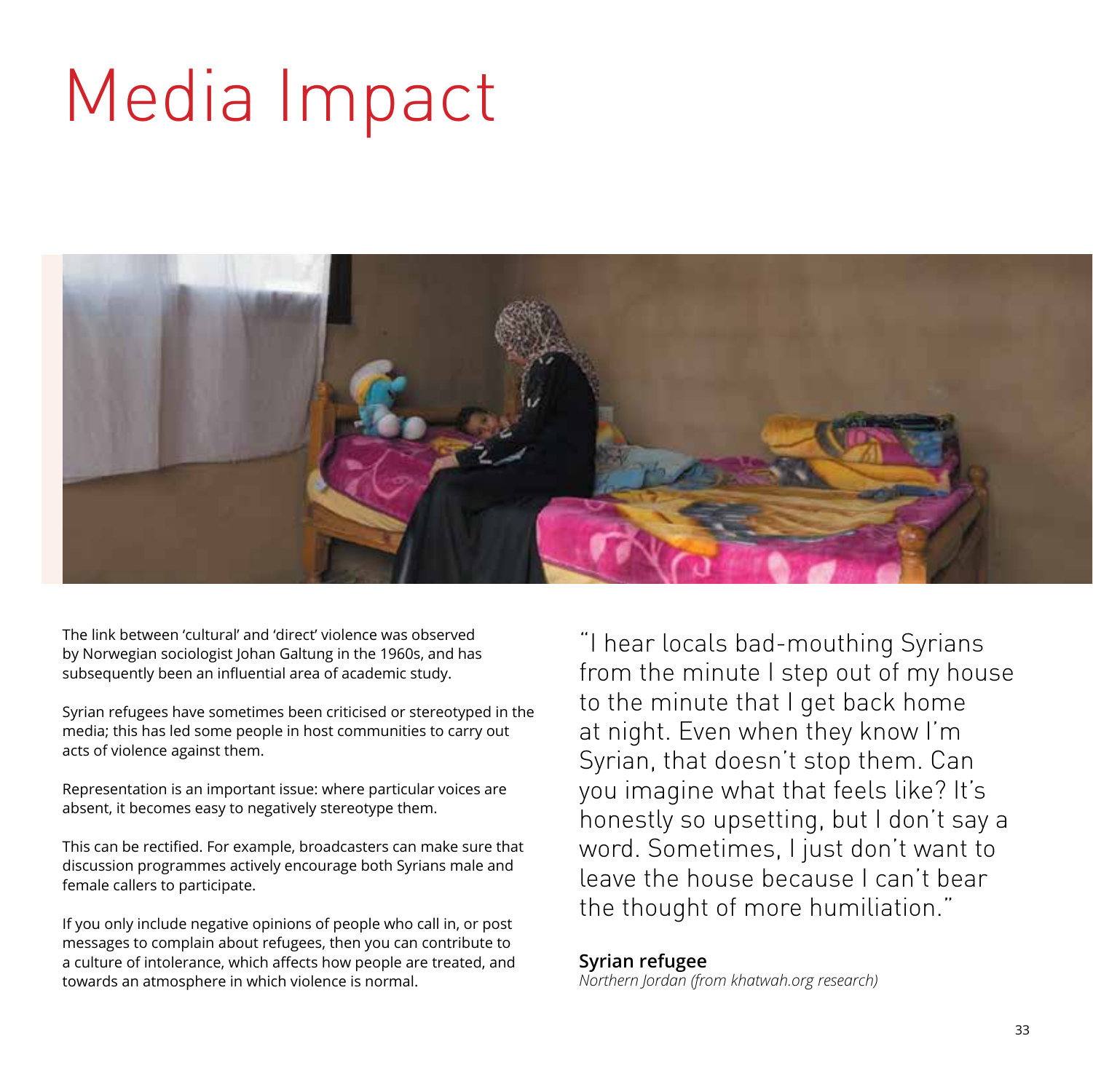# Media Impact

The link between 'cultural' and 'direct' violence was observed by Norwegian sociologist Johan Galtung in the 1960s, and has subsequently been an influential area of academic study.

Syrian refugees have sometimes been criticised or stereotyped in the media; this has led some people in host communities to carry out acts of violence against them.

Representation is an important issue: where particular voices are absent, it becomes easy to negatively stereotype them.

This can be rectified. For example, broadcasters can make sure that discussion programmes actively encourage both Syrians male and female callers to participate.

If you only include negative opinions of people who call in, or post messages to complain about refugees, then you can contribute to a culture of intolerance, which affects how people are treated, and towards an atmosphere in which violence is normal.

"I hear locals bad-mouthing Syrians from the minute I step out of my house to the minute that I get back home at night. Even when they know I'm Syrian, that doesn't stop them. Can you imagine what that feels like? It's honestly so upsetting, but I don't say a word. Sometimes, I just don't want to leave the house because I can't bear the thought of more humiliation."

**Syrian refugee**
*Northern Jordan (from khatwah.org research)*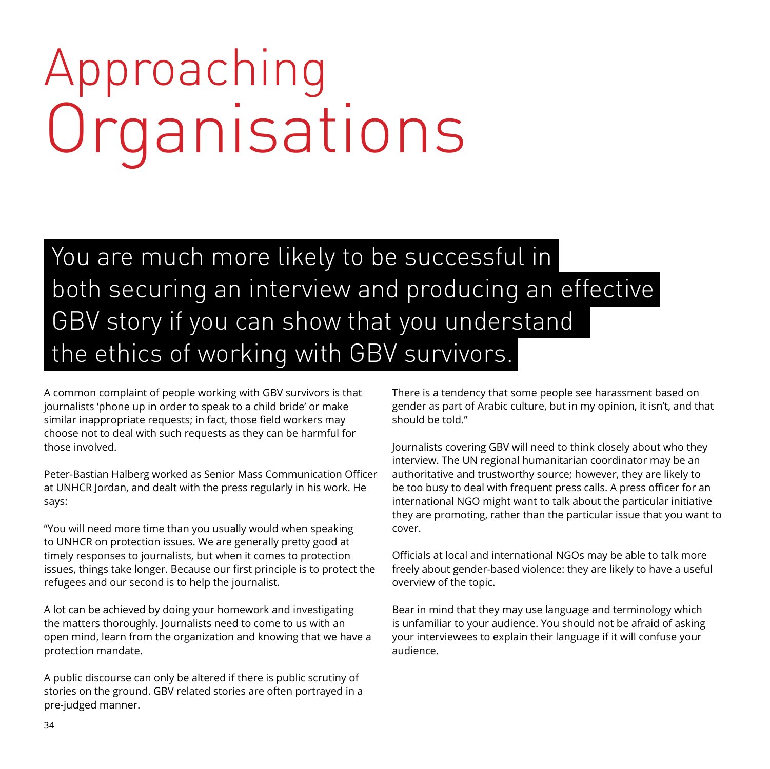# Approaching Organisations

## You are much more likely to be successful in both securing an interview and producing an effective GBV story if you can show that you understand the ethics of working with GBV survivors.

A common complaint of people working with GBV survivors is that journalists 'phone up in order to speak to a child bride' or make similar inappropriate requests; in fact, those field workers may choose not to deal with such requests as they can be harmful for those involved.

Peter-Bastian Halberg worked as Senior Mass Communication Officer at UNHCR Jordan, and dealt with the press regularly in his work. He says:

"You will need more time than you usually would when speaking to UNHCR on protection issues. We are generally pretty good at timely responses to journalists, but when it comes to protection issues, things take longer. Because our first principle is to protect the refugees and our second is to help the journalist.

A lot can be achieved by doing your homework and investigating the matters thoroughly. Journalists need to come to us with an open mind, learn from the organization and knowing that we have a protection mandate.

A public discourse can only be altered if there is public scrutiny of stories on the ground. GBV related stories are often portrayed in a pre-judged manner.

There is a tendency that some people see harassment based on gender as part of Arabic culture, but in my opinion, it isn't, and that should be told."

Journalists covering GBV will need to think closely about who they interview. The UN regional humanitarian coordinator may be an authoritative and trustworthy source; however, they are likely to be too busy to deal with frequent press calls. A press officer for an international NGO might want to talk about the particular initiative they are promoting, rather than the particular issue that you want to cover.

Officials at local and international NGOs may be able to talk more freely about gender-based violence: they are likely to have a useful overview of the topic.

Bear in mind that they may use language and terminology which is unfamiliar to your audience. You should not be afraid of asking your interviewees to explain their language if it will confuse your audience.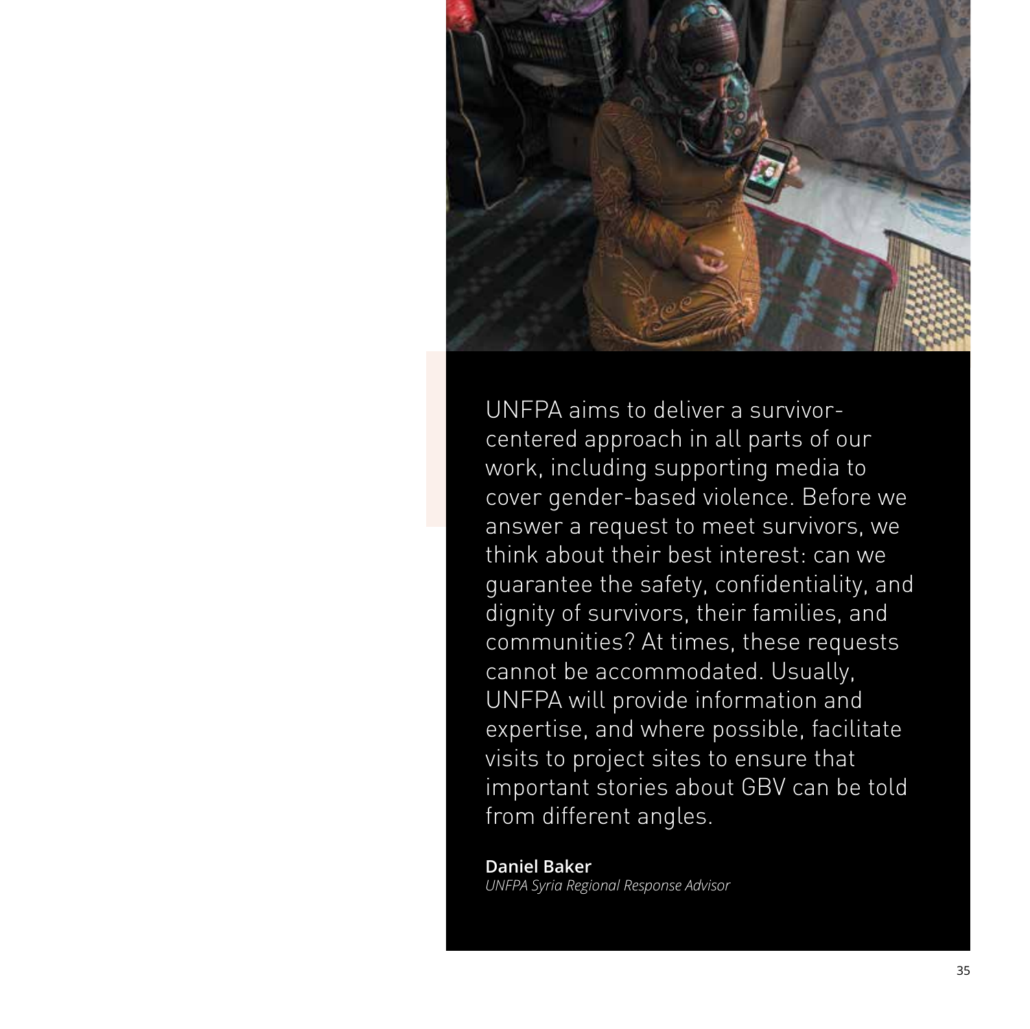UNFPA aims to deliver a survivor-centered approach in all parts of our work, including supporting media to cover gender-based violence. Before we answer a request to meet survivors, we think about their best interest: can we guarantee the safety, confidentiality, and dignity of survivors, their families, and communities? At times, these requests cannot be accommodated. Usually, UNFPA will provide information and expertise, and where possible, facilitate visits to project sites to ensure that important stories about GBV can be told from different angles.

**Daniel Baker**
*UNFPA Syria Regional Response Advisor*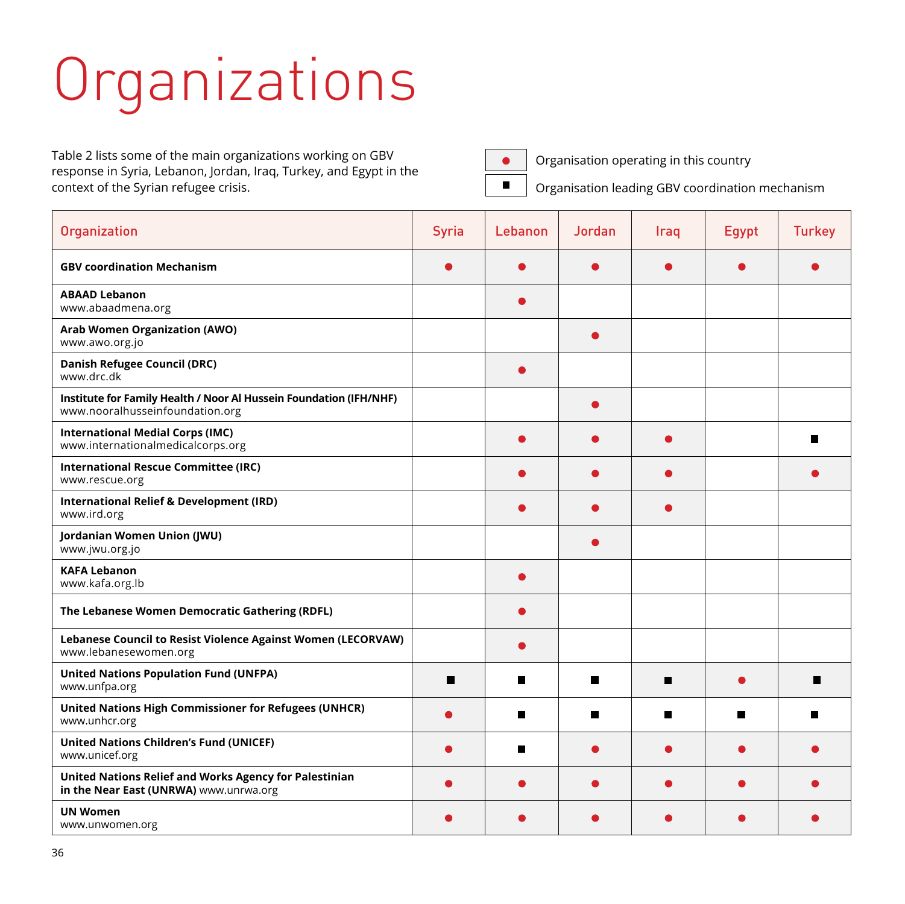# Organizations

Table 2 lists some of the main organizations working on GBV response in Syria, Lebanon, Jordan, Iraq, Turkey, and Egypt in the context of the Syrian refugee crisis.

● Organisation operating in this country

■ Organisation leading GBV coordination mechanism

| Organization | Syria | Lebanon | Jordan | Iraq | Egypt | Turkey |
|---|---|---|---|---|---|---|
| **GBV coordination Mechanism** | ● | ● | ● | ● | ● | ● |
| **ABAAD Lebanon** www.abaadmena.org | | ● | | | | |
| **Arab Women Organization (AWO)** www.awo.org.jo | | | ● | | | |
| **Danish Refugee Council (DRC)** www.drc.dk | | ● | | | | |
| **Institute for Family Health / Noor Al Hussein Foundation (IFH/NHF)** www.nooralhusseinfoundation.org | | | ● | | | |
| **International Medial Corps (IMC)** www.internationalmedicalcorps.org | | ● | ● | ● | | ■ |
| **International Rescue Committee (IRC)** www.rescue.org | | ● | ● | ● | | ● |
| **International Relief & Development (IRD)** www.ird.org | | ● | ● | ● | | |
| **Jordanian Women Union (JWU)** www.jwu.org.jo | | | ● | | | |
| **KAFA Lebanon** www.kafa.org.lb | | ● | | | | |
| **The Lebanese Women Democratic Gathering (RDFL)** | | ● | | | | |
| **Lebanese Council to Resist Violence Against Women (LECORVAW)** www.lebanesewomen.org | | ● | | | | |
| **United Nations Population Fund (UNFPA)** www.unfpa.org | ■ | ■ | ■ | ■ | ● | ■ |
| **United Nations High Commissioner for Refugees (UNHCR)** www.unhcr.org | ● | ■ | ■ | ■ | ■ | ■ |
| **United Nations Children's Fund (UNICEF)** www.unicef.org | ● | ■ | ● | ● | ● | ● |
| **United Nations Relief and Works Agency for Palestinian in the Near East (UNRWA)** www.unrwa.org | ● | ● | ● | ● | ● | ● |
| **UN Women** www.unwomen.org | ● | ● | ● | ● | ● | ● |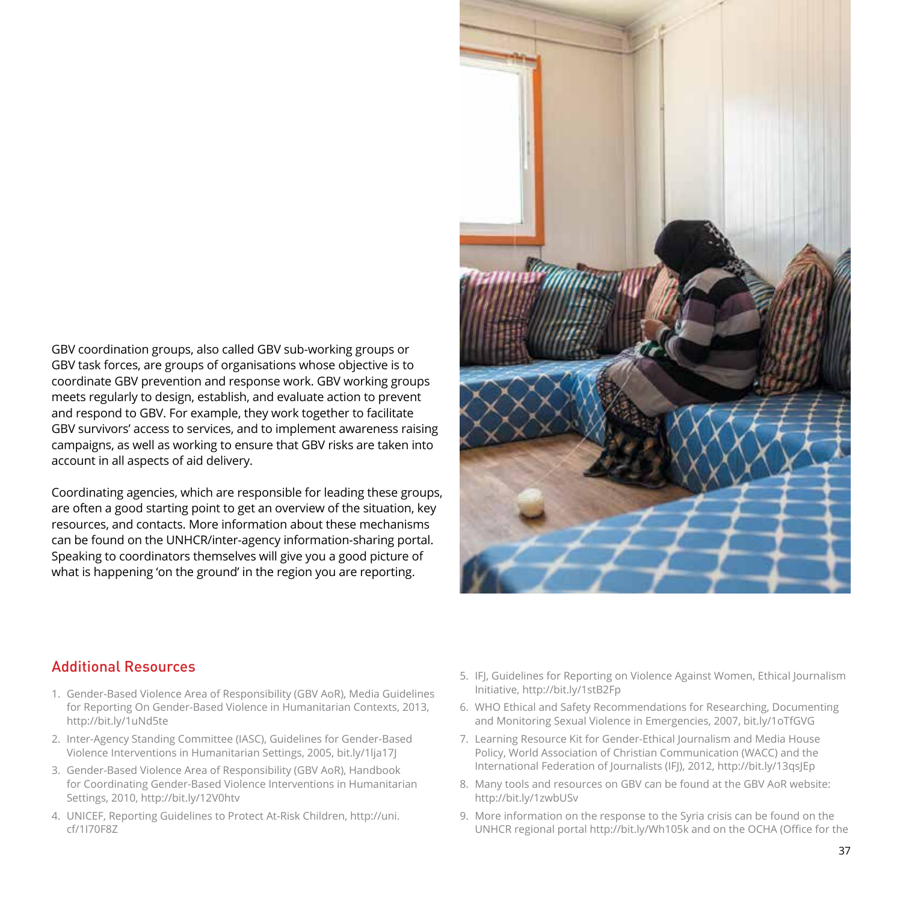GBV coordination groups, also called GBV sub-working groups or GBV task forces, are groups of organisations whose objective is to coordinate GBV prevention and response work. GBV working groups meets regularly to design, establish, and evaluate action to prevent and respond to GBV. For example, they work together to facilitate GBV survivors' access to services, and to implement awareness raising campaigns, as well as working to ensure that GBV risks are taken into account in all aspects of aid delivery.

Coordinating agencies, which are responsible for leading these groups, are often a good starting point to get an overview of the situation, key resources, and contacts. More information about these mechanisms can be found on the UNHCR/inter-agency information-sharing portal. Speaking to coordinators themselves will give you a good picture of what is happening 'on the ground' in the region you are reporting.

## Additional Resources

1. Gender-Based Violence Area of Responsibility (GBV AoR), Media Guidelines for Reporting On Gender-Based Violence in Humanitarian Contexts, 2013, http://bit.ly/1uNd5te
2. Inter-Agency Standing Committee (IASC), Guidelines for Gender-Based Violence Interventions in Humanitarian Settings, 2005, bit.ly/1lja17J
3. Gender-Based Violence Area of Responsibility (GBV AoR), Handbook for Coordinating Gender-Based Violence Interventions in Humanitarian Settings, 2010, http://bit.ly/12V0htv
4. UNICEF, Reporting Guidelines to Protect At-Risk Children, http://uni.cf/1I70F8Z
5. IFJ, Guidelines for Reporting on Violence Against Women, Ethical Journalism Initiative, http://bit.ly/1stB2Fp
6. WHO Ethical and Safety Recommendations for Researching, Documenting and Monitoring Sexual Violence in Emergencies, 2007, bit.ly/1oTfGVG
7. Learning Resource Kit for Gender-Ethical Journalism and Media House Policy, World Association of Christian Communication (WACC) and the International Federation of Journalists (IFJ), 2012, http://bit.ly/13qsJEp
8. Many tools and resources on GBV can be found at the GBV AoR website: http://bit.ly/1zwbUSv
9. More information on the response to the Syria crisis can be found on the UNHCR regional portal http://bit.ly/Wh105k and on the OCHA (Office for the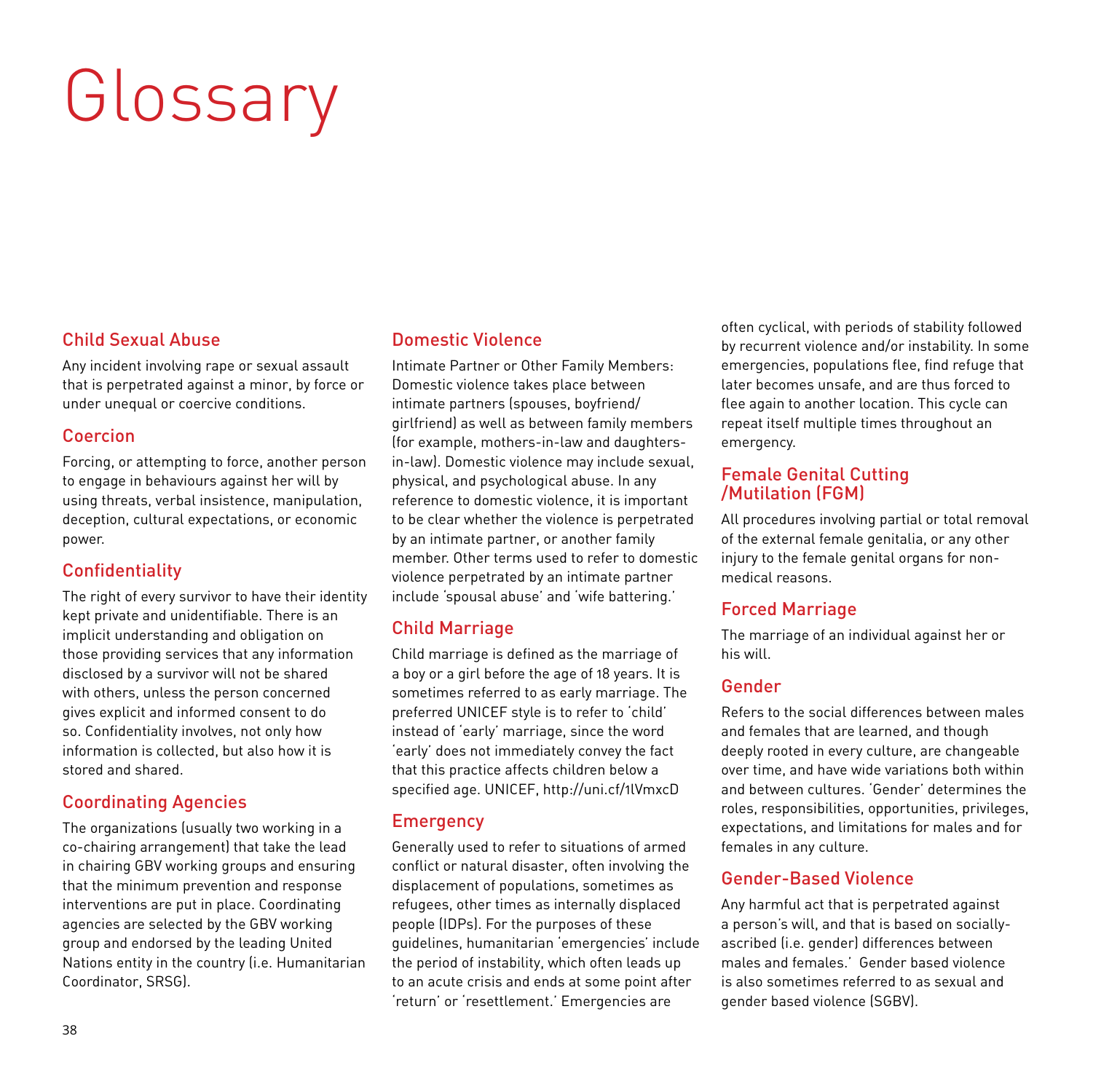# Glossary

## Child Sexual Abuse

Any incident involving rape or sexual assault that is perpetrated against a minor, by force or under unequal or coercive conditions.

## Coercion

Forcing, or attempting to force, another person to engage in behaviours against her will by using threats, verbal insistence, manipulation, deception, cultural expectations, or economic power.

## Confidentiality

The right of every survivor to have their identity kept private and unidentifiable. There is an implicit understanding and obligation on those providing services that any information disclosed by a survivor will not be shared with others, unless the person concerned gives explicit and informed consent to do so. Confidentiality involves, not only how information is collected, but also how it is stored and shared.

## Coordinating Agencies

The organizations (usually two working in a co-chairing arrangement) that take the lead in chairing GBV working groups and ensuring that the minimum prevention and response interventions are put in place. Coordinating agencies are selected by the GBV working group and endorsed by the leading United Nations entity in the country (i.e. Humanitarian Coordinator, SRSG).

## Domestic Violence

Intimate Partner or Other Family Members: Domestic violence takes place between intimate partners (spouses, boyfriend/girlfriend) as well as between family members (for example, mothers-in-law and daughters-in-law). Domestic violence may include sexual, physical, and psychological abuse. In any reference to domestic violence, it is important to be clear whether the violence is perpetrated by an intimate partner, or another family member. Other terms used to refer to domestic violence perpetrated by an intimate partner include 'spousal abuse' and 'wife battering.'

## Child Marriage

Child marriage is defined as the marriage of a boy or a girl before the age of 18 years. It is sometimes referred to as early marriage. The preferred UNICEF style is to refer to 'child' instead of 'early' marriage, since the word 'early' does not immediately convey the fact that this practice affects children below a specified age. UNICEF, http://uni.cf/1lVmxcD

## Emergency

Generally used to refer to situations of armed conflict or natural disaster, often involving the displacement of populations, sometimes as refugees, other times as internally displaced people (IDPs). For the purposes of these guidelines, humanitarian 'emergencies' include the period of instability, which often leads up to an acute crisis and ends at some point after 'return' or 'resettlement.' Emergencies are often cyclical, with periods of stability followed by recurrent violence and/or instability. In some emergencies, populations flee, find refuge that later becomes unsafe, and are thus forced to flee again to another location. This cycle can repeat itself multiple times throughout an emergency.

## Female Genital Cutting /Mutilation (FGM)

All procedures involving partial or total removal of the external female genitalia, or any other injury to the female genital organs for non-medical reasons.

## Forced Marriage

The marriage of an individual against her or his will.

## Gender

Refers to the social differences between males and females that are learned, and though deeply rooted in every culture, are changeable over time, and have wide variations both within and between cultures. 'Gender' determines the roles, responsibilities, opportunities, privileges, expectations, and limitations for males and for females in any culture.

## Gender-Based Violence

Any harmful act that is perpetrated against a person's will, and that is based on socially-ascribed (i.e. gender) differences between males and females.' Gender based violence is also sometimes referred to as sexual and gender based violence (SGBV).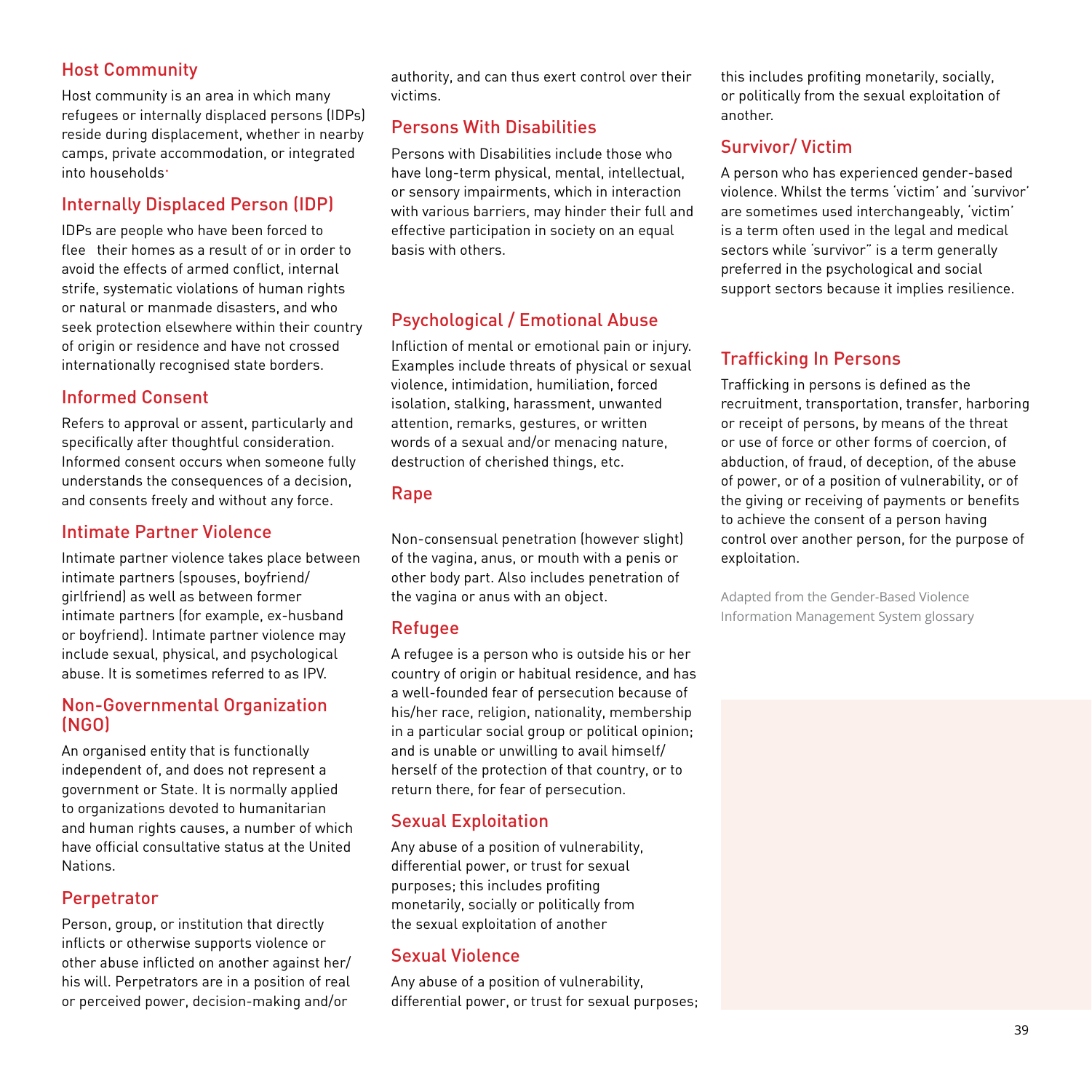## Host Community

Host community is an area in which many refugees or internally displaced persons (IDPs) reside during displacement, whether in nearby camps, private accommodation, or integrated into households.

## Internally Displaced Person (IDP)

IDPs are people who have been forced to flee their homes as a result of or in order to avoid the effects of armed conflict, internal strife, systematic violations of human rights or natural or manmade disasters, and who seek protection elsewhere within their country of origin or residence and have not crossed internationally recognised state borders.

## Informed Consent

Refers to approval or assent, particularly and specifically after thoughtful consideration. Informed consent occurs when someone fully understands the consequences of a decision, and consents freely and without any force.

## Intimate Partner Violence

Intimate partner violence takes place between intimate partners (spouses, boyfriend/ girlfriend) as well as between former intimate partners (for example, ex-husband or boyfriend). Intimate partner violence may include sexual, physical, and psychological abuse. It is sometimes referred to as IPV.

## Non-Governmental Organization (NGO)

An organised entity that is functionally independent of, and does not represent a government or State. It is normally applied to organizations devoted to humanitarian and human rights causes, a number of which have official consultative status at the United Nations.

## Perpetrator

Person, group, or institution that directly inflicts or otherwise supports violence or other abuse inflicted on another against her/ his will. Perpetrators are in a position of real or perceived power, decision-making and/or authority, and can thus exert control over their victims.

## Persons With Disabilities

Persons with Disabilities include those who have long-term physical, mental, intellectual, or sensory impairments, which in interaction with various barriers, may hinder their full and effective participation in society on an equal basis with others.

## Psychological / Emotional Abuse

Infliction of mental or emotional pain or injury. Examples include threats of physical or sexual violence, intimidation, humiliation, forced isolation, stalking, harassment, unwanted attention, remarks, gestures, or written words of a sexual and/or menacing nature, destruction of cherished things, etc.

## Rape

Non-consensual penetration (however slight) of the vagina, anus, or mouth with a penis or other body part. Also includes penetration of the vagina or anus with an object.

## Refugee

A refugee is a person who is outside his or her country of origin or habitual residence, and has a well-founded fear of persecution because of his/her race, religion, nationality, membership in a particular social group or political opinion; and is unable or unwilling to avail himself/ herself of the protection of that country, or to return there, for fear of persecution.

## Sexual Exploitation

Any abuse of a position of vulnerability, differential power, or trust for sexual purposes; this includes profiting monetarily, socially or politically from the sexual exploitation of another

## Sexual Violence

Any abuse of a position of vulnerability, differential power, or trust for sexual purposes; this includes profiting monetarily, socially, or politically from the sexual exploitation of another.

## Survivor/ Victim

A person who has experienced gender-based violence. Whilst the terms 'victim' and 'survivor' are sometimes used interchangeably, 'victim' is a term often used in the legal and medical sectors while 'survivor" is a term generally preferred in the psychological and social support sectors because it implies resilience.

## Trafficking In Persons

Trafficking in persons is defined as the recruitment, transportation, transfer, harboring or receipt of persons, by means of the threat or use of force or other forms of coercion, of abduction, of fraud, of deception, of the abuse of power, or of a position of vulnerability, or of the giving or receiving of payments or benefits to achieve the consent of a person having control over another person, for the purpose of exploitation.

Adapted from the Gender-Based Violence Information Management System glossary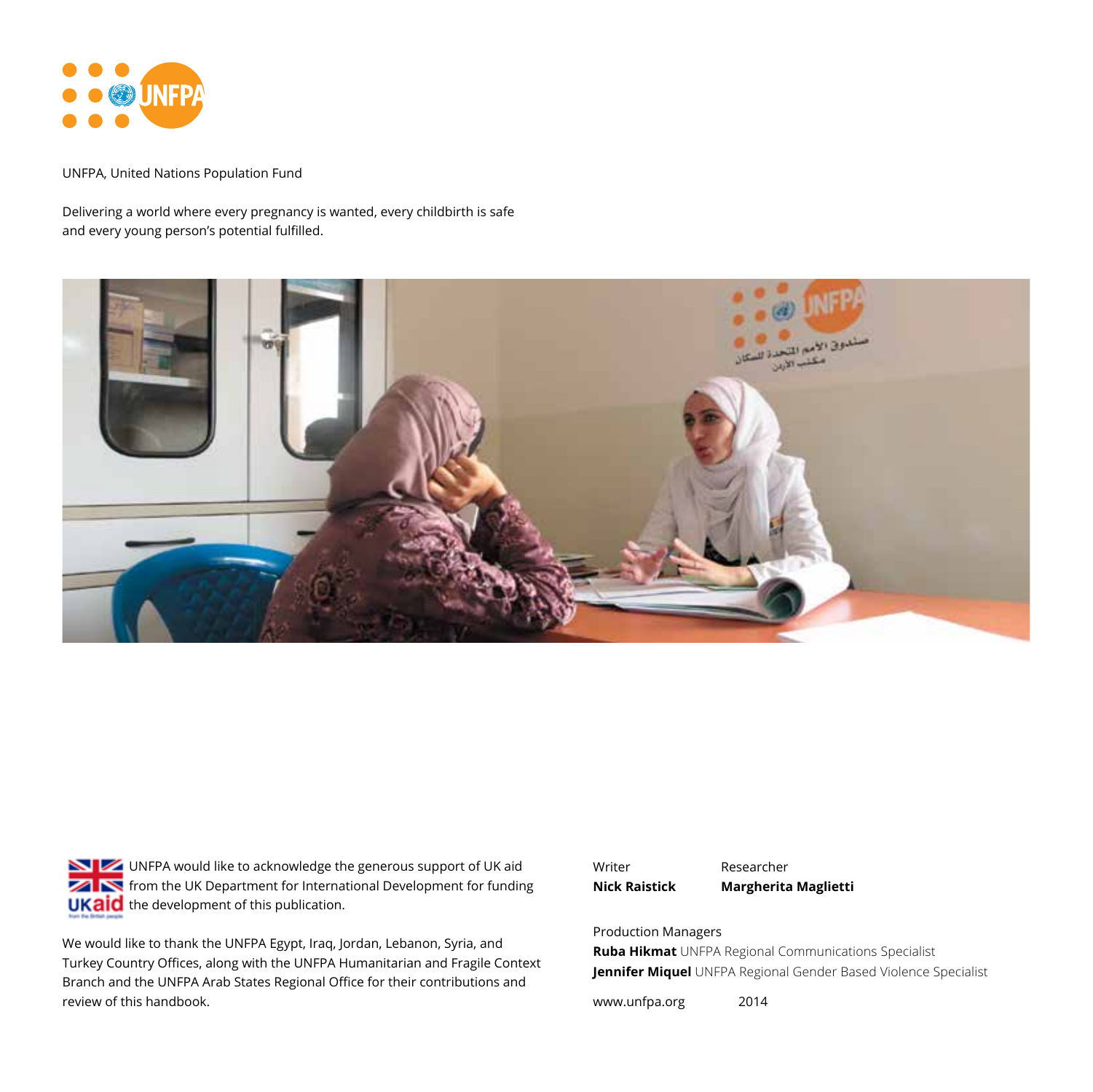UNFPA, United Nations Population Fund

Delivering a world where every pregnancy is wanted, every childbirth is safe and every young person's potential fulfilled.

UNFPA would like to acknowledge the generous support of UK aid from the UK Department for International Development for funding the development of this publication.

We would like to thank the UNFPA Egypt, Iraq, Jordan, Lebanon, Syria, and Turkey Country Offices, along with the UNFPA Humanitarian and Fragile Context Branch and the UNFPA Arab States Regional Office for their contributions and review of this handbook.

Writer
**Nick Raistick**

Researcher
**Margherita Maglietti**

Production Managers
**Ruba Hikmat** UNFPA Regional Communications Specialist
**Jennifer Miquel** UNFPA Regional Gender Based Violence Specialist

www.unfpa.org 2014